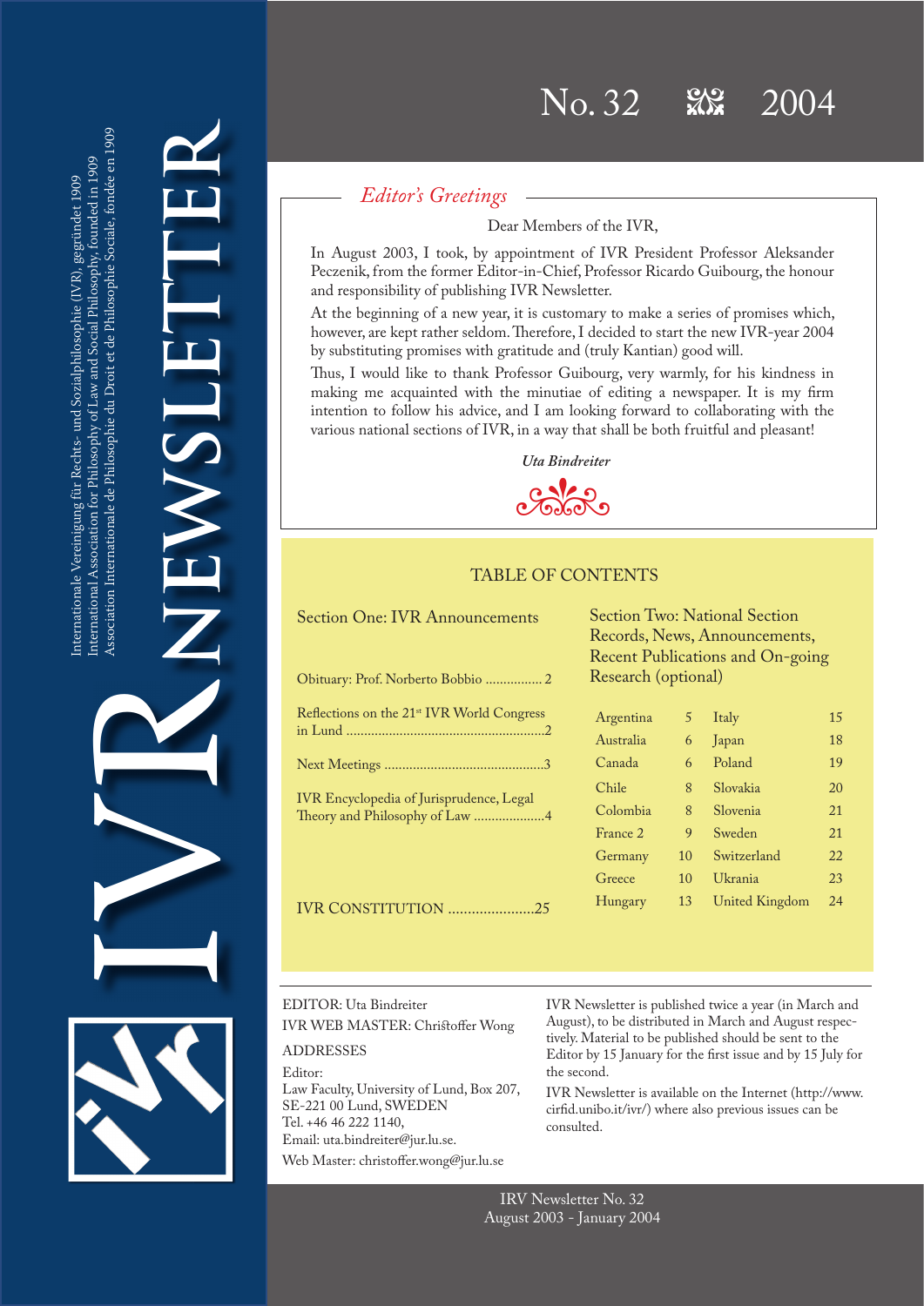Internationale Vereinigung für Rechts- und Sozialphilosophie (IVR), gegründet 1909
International Association for Philosophy of Law and Social Philosophy, founded in 1909
Association Internationale de Philosophie du Droit et de Philosophie Sociale, fondée en 1909

# IVR NEWSLETTER

No. 32 2004

## *Editor's Greetings*

Dear Members of the IVR,

In August 2003, I took, by appointment of IVR President Professor Aleksander Peczenik, from the former Editor-in-Chief, Professor Ricardo Guibourg, the honour and responsibility of publishing IVR Newsletter.

At the beginning of a new year, it is customary to make a series of promises which, however, are kept rather seldom. Therefore, I decided to start the new IVR-year 2004 by substituting promises with gratitude and (truly Kantian) good will.

Thus, I would like to thank Professor Guibourg, very warmly, for his kindness in making me acquainted with the minutiae of editing a newspaper. It is my firm intention to follow his advice, and I am looking forward to collaborating with the various national sections of IVR, in a way that shall be both fruitful and pleasant!

*Uta Bindreiter*

## TABLE OF CONTENTS

### Section One: IVR Announcements

Obituary: Prof. Norberto Bobbio ................ 2

Reflections on the 21st IVR World Congress in Lund .......................................................2

Next Meetings .............................................3

IVR Encyclopedia of Jurisprudence, Legal Theory and Philosophy of Law ....................4

IVR CONSTITUTION ......................25

### Section Two: National Section Records, News, Announcements, Recent Publications and On-going Research (optional)

| | | | |
|---|---|---|---|
| Argentina | 5 | Italy | 15 |
| Australia | 6 | Japan | 18 |
| Canada | 6 | Poland | 19 |
| Chile | 8 | Slovakia | 20 |
| Colombia | 8 | Slovenia | 21 |
| France 2 | 9 | Sweden | 21 |
| Germany | 10 | Switzerland | 22 |
| Greece | 10 | Ukrania | 23 |
| Hungary | 13 | United Kingdom | 24 |

EDITOR: Uta Bindreiter

IVR WEB MASTER: Christoffer Wong

ADDRESSES

Editor:
Law Faculty, University of Lund, Box 207, SE-221 00 Lund, SWEDEN
Tel. +46 46 222 1140,
Email: uta.bindreiter@jur.lu.se.

Web Master: christoffer.wong@jur.lu.se

IVR Newsletter is published twice a year (in March and August), to be distributed in March and August respectively. Material to be published should be sent to the Editor by 15 January for the first issue and by 15 July for the second.

IVR Newsletter is available on the Internet (http://www.cirfid.unibo.it/ivr/) where also previous issues can be consulted.

IRV Newsletter No. 32
August 2003 - January 2004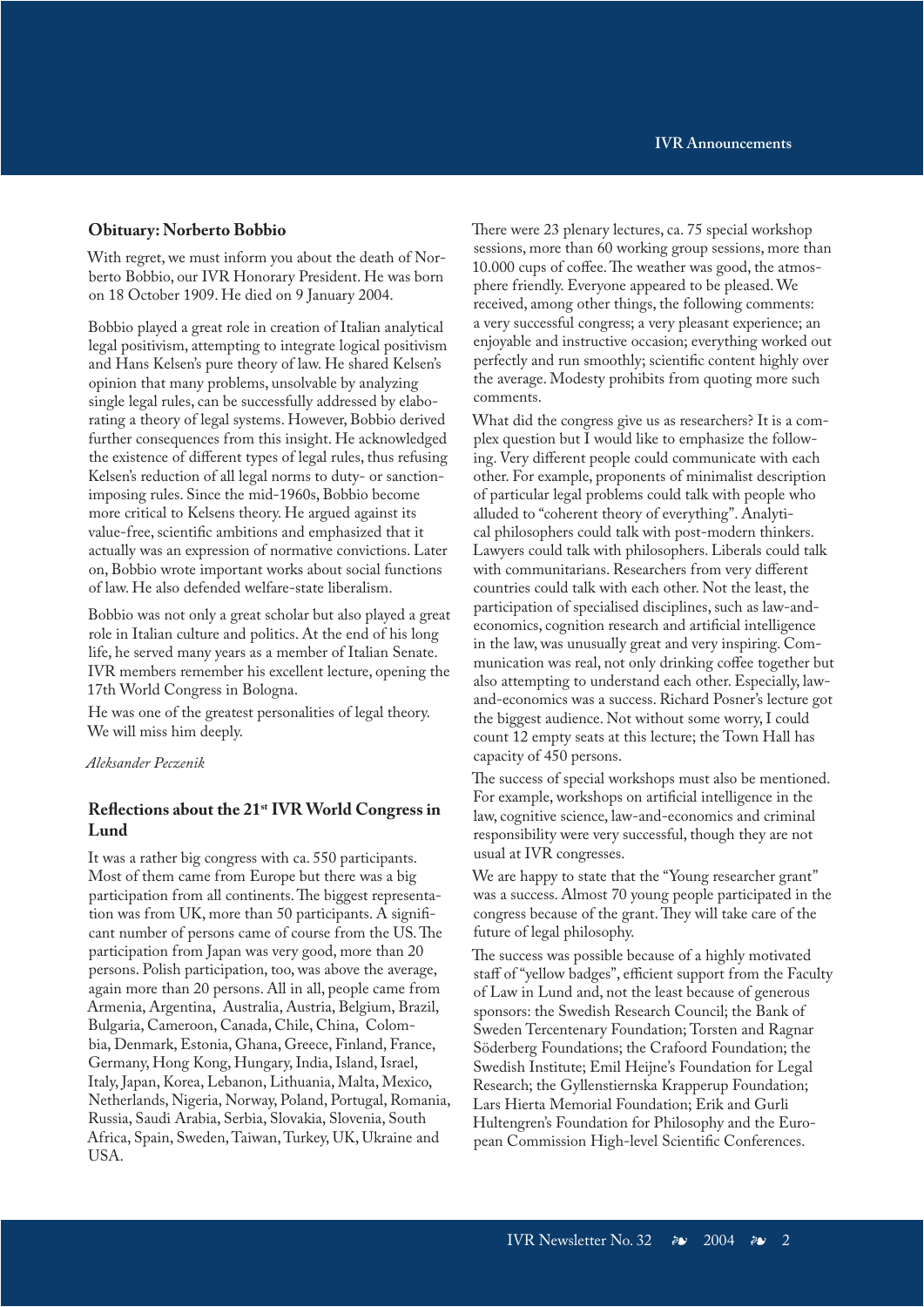## Obituary: Norberto Bobbio

With regret, we must inform you about the death of Norberto Bobbio, our IVR Honorary President. He was born on 18 October 1909. He died on 9 January 2004.

Bobbio played a great role in creation of Italian analytical legal positivism, attempting to integrate logical positivism and Hans Kelsen's pure theory of law. He shared Kelsen's opinion that many problems, unsolvable by analyzing single legal rules, can be successfully addressed by elaborating a theory of legal systems. However, Bobbio derived further consequences from this insight. He acknowledged the existence of different types of legal rules, thus refusing Kelsen's reduction of all legal norms to duty- or sanction-imposing rules. Since the mid-1960s, Bobbio become more critical to Kelsens theory. He argued against its value-free, scientific ambitions and emphasized that it actually was an expression of normative convictions. Later on, Bobbio wrote important works about social functions of law. He also defended welfare-state liberalism.

Bobbio was not only a great scholar but also played a great role in Italian culture and politics. At the end of his long life, he served many years as a member of Italian Senate. IVR members remember his excellent lecture, opening the 17th World Congress in Bologna.

He was one of the greatest personalities of legal theory. We will miss him deeply.

*Aleksander Peczenik*

## Reflections about the 21st IVR World Congress in Lund

It was a rather big congress with ca. 550 participants. Most of them came from Europe but there was a big participation from all continents. The biggest representation was from UK, more than 50 participants. A significant number of persons came of course from the US. The participation from Japan was very good, more than 20 persons. Polish participation, too, was above the average, again more than 20 persons. All in all, people came from Armenia, Argentina, Australia, Austria, Belgium, Brazil, Bulgaria, Cameroon, Canada, Chile, China, Colombia, Denmark, Estonia, Ghana, Greece, Finland, France, Germany, Hong Kong, Hungary, India, Island, Israel, Italy, Japan, Korea, Lebanon, Lithuania, Malta, Mexico, Netherlands, Nigeria, Norway, Poland, Portugal, Romania, Russia, Saudi Arabia, Serbia, Slovakia, Slovenia, South Africa, Spain, Sweden, Taiwan, Turkey, UK, Ukraine and USA.

There were 23 plenary lectures, ca. 75 special workshop sessions, more than 60 working group sessions, more than 10.000 cups of coffee. The weather was good, the atmosphere friendly. Everyone appeared to be pleased. We received, among other things, the following comments: a very successful congress; a very pleasant experience; an enjoyable and instructive occasion; everything worked out perfectly and run smoothly; scientific content highly over the average. Modesty prohibits from quoting more such comments.

What did the congress give us as researchers? It is a complex question but I would like to emphasize the following. Very different people could communicate with each other. For example, proponents of minimalist description of particular legal problems could talk with people who alluded to "coherent theory of everything". Analytical philosophers could talk with post-modern thinkers. Lawyers could talk with philosophers. Liberals could talk with communitarians. Researchers from very different countries could talk with each other. Not the least, the participation of specialised disciplines, such as law-and-economics, cognition research and artificial intelligence in the law, was unusually great and very inspiring. Communication was real, not only drinking coffee together but also attempting to understand each other. Especially, law-and-economics was a success. Richard Posner's lecture got the biggest audience. Not without some worry, I could count 12 empty seats at this lecture; the Town Hall has capacity of 450 persons.

The success of special workshops must also be mentioned. For example, workshops on artificial intelligence in the law, cognitive science, law-and-economics and criminal responsibility were very successful, though they are not usual at IVR congresses.

We are happy to state that the "Young researcher grant" was a success. Almost 70 young people participated in the congress because of the grant. They will take care of the future of legal philosophy.

The success was possible because of a highly motivated staff of "yellow badges", efficient support from the Faculty of Law in Lund and, not the least because of generous sponsors: the Swedish Research Council; the Bank of Sweden Tercentenary Foundation; Torsten and Ragnar Söderberg Foundations; the Crafoord Foundation; the Swedish Institute; Emil Heijne's Foundation for Legal Research; the Gyllenstiernska Krapperup Foundation; Lars Hierta Memorial Foundation; Erik and Gurli Hultengren's Foundation for Philosophy and the European Commission High-level Scientific Conferences.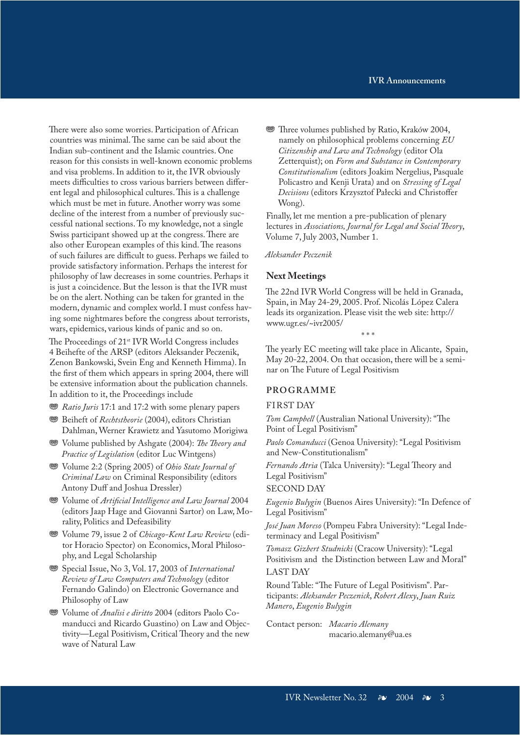There were also some worries. Participation of African countries was minimal. The same can be said about the Indian sub-continent and the Islamic countries. One reason for this consists in well-known economic problems and visa problems. In addition to it, the IVR obviously meets difficulties to cross various barriers between different legal and philosophical cultures. This is a challenge which must be met in future. Another worry was some decline of the interest from a number of previously successful national sections. To my knowledge, not a single Swiss participant showed up at the congress. There are also other European examples of this kind. The reasons of such failures are difficult to guess. Perhaps we failed to provide satisfactory information. Perhaps the interest for philosophy of law decreases in some countries. Perhaps it is just a coincidence. But the lesson is that the IVR must be on the alert. Nothing can be taken for granted in the modern, dynamic and complex world. I must confess having some nightmares before the congress about terrorists, wars, epidemics, various kinds of panic and so on.

The Proceedings of 21st IVR World Congress includes 4 Beihefte of the ARSP (editors Aleksander Peczenik, Zenon Bankowski, Svein Eng and Kenneth Himma). In the first of them which appears in spring 2004, there will be extensive information about the publication channels. In addition to it, the Proceedings include

- *Ratio Juris* 17:1 and 17:2 with some plenary papers
- Beiheft of *Rechtstheorie* (2004), editors Christian Dahlman, Werner Krawietz and Yasutomo Morigiwa
- Volume published by Ashgate (2004): *The Theory and Practice of Legislation* (editor Luc Wintgens)
- Volume 2:2 (Spring 2005) of *Ohio State Journal of Criminal Law* on Criminal Responsibility (editors Antony Duff and Joshua Dressler)
- Volume of *Artificial Intelligence and Law Journal* 2004 (editors Jaap Hage and Giovanni Sartor) on Law, Morality, Politics and Defeasibility
- Volume 79, issue 2 of *Chicago-Kent Law Review* (editor Horacio Spector) on Economics, Moral Philosophy, and Legal Scholarship
- Special Issue, No 3, Vol. 17, 2003 of *International Review of Law Computers and Technology* (editor Fernando Galindo) on Electronic Governance and Philosophy of Law
- Volume of *Analisi e diritto* 2004 (editors Paolo Comanducci and Ricardo Guastino) on Law and Objectivity—Legal Positivism, Critical Theory and the new wave of Natural Law
- Three volumes published by Ratio, Kraków 2004, namely on philosophical problems concerning *EU Citizenship and Law and Technology* (editor Ola Zetterquist); on *Form and Substance in Contemporary Constitutionalism* (editors Joakim Nergelius, Pasquale Policastro and Kenji Urata) and on *Stressing of Legal Decisions* (editors Krzysztof Pałecki and Christoffer Wong).

Finally, let me mention a pre-publication of plenary lectures in *Associations, Journal for Legal and Social Theory*, Volume 7, July 2003, Number 1.

*Aleksander Peczenik*

## Next Meetings

The 22nd IVR World Congress will be held in Granada, Spain, in May 24-29, 2005. Prof. Nicolás López Calera leads its organization. Please visit the web site: http://www.ugr.es/~ivr2005/

\* \* \*

The yearly EC meeting will take place in Alicante, Spain, May 20-22, 2004. On that occasion, there will be a seminar on The Future of Legal Positivism

### PROGRAMME

FIRST DAY

*Tom Campbell* (Australian National University): "The Point of Legal Positivism"

*Paolo Comanducci* (Genoa University): "Legal Positivism and New-Constitutionalism"

*Fernando Atria* (Talca University): "Legal Theory and Legal Positivism"

SECOND DAY

*Eugenio Bulygin* (Buenos Aires University): "In Defence of Legal Positivism"

*José Juan Moreso* (Pompeu Fabra University): "Legal Indeterminacy and Legal Positivism"

*Tomasz Gizbert Studnicki* (Cracow University): "Legal Positivism and the Distinction between Law and Moral"

LAST DAY

Round Table: "The Future of Legal Positivism". Participants: *Aleksander Peczenick*, *Robert Alexy*, *Juan Ruiz Manero*, *Eugenio Bulygin*

Contact person: *Macario Alemany*
macario.alemany@ua.es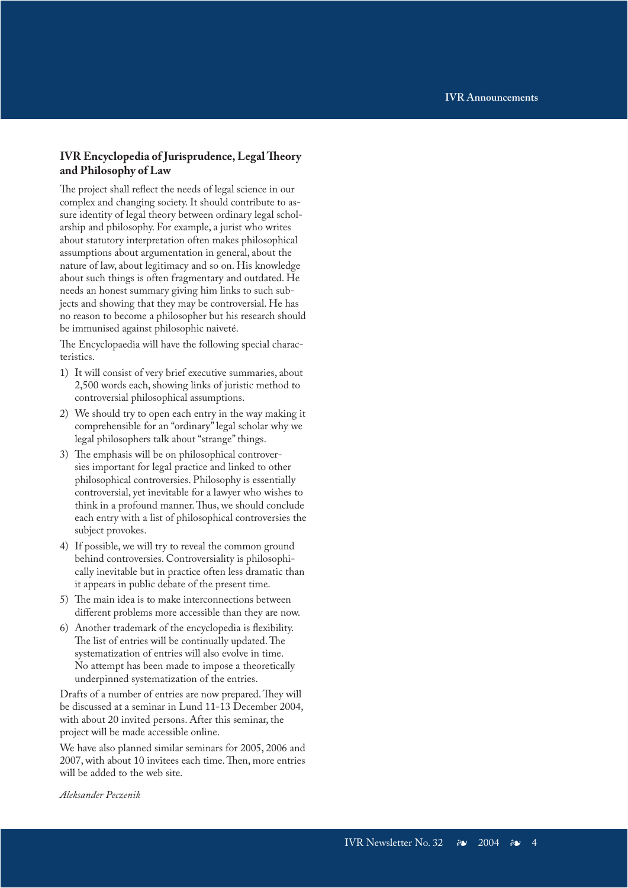## IVR Encyclopedia of Jurisprudence, Legal Theory and Philosophy of Law

The project shall reflect the needs of legal science in our complex and changing society. It should contribute to assure identity of legal theory between ordinary legal scholarship and philosophy. For example, a jurist who writes about statutory interpretation often makes philosophical assumptions about argumentation in general, about the nature of law, about legitimacy and so on. His knowledge about such things is often fragmentary and outdated. He needs an honest summary giving him links to such subjects and showing that they may be controversial. He has no reason to become a philosopher but his research should be immunised against philosophic naiveté.

The Encyclopaedia will have the following special characteristics.

1) It will consist of very brief executive summaries, about 2,500 words each, showing links of juristic method to controversial philosophical assumptions.
2) We should try to open each entry in the way making it comprehensible for an "ordinary" legal scholar why we legal philosophers talk about "strange" things.
3) The emphasis will be on philosophical controversies important for legal practice and linked to other philosophical controversies. Philosophy is essentially controversial, yet inevitable for a lawyer who wishes to think in a profound manner. Thus, we should conclude each entry with a list of philosophical controversies the subject provokes.
4) If possible, we will try to reveal the common ground behind controversies. Controversiality is philosophically inevitable but in practice often less dramatic than it appears in public debate of the present time.
5) The main idea is to make interconnections between different problems more accessible than they are now.
6) Another trademark of the encyclopedia is flexibility. The list of entries will be continually updated. The systematization of entries will also evolve in time. No attempt has been made to impose a theoretically underpinned systematization of the entries.

Drafts of a number of entries are now prepared. They will be discussed at a seminar in Lund 11-13 December 2004, with about 20 invited persons. After this seminar, the project will be made accessible online.

We have also planned similar seminars for 2005, 2006 and 2007, with about 10 invitees each time. Then, more entries will be added to the web site.

*Aleksander Peczenik*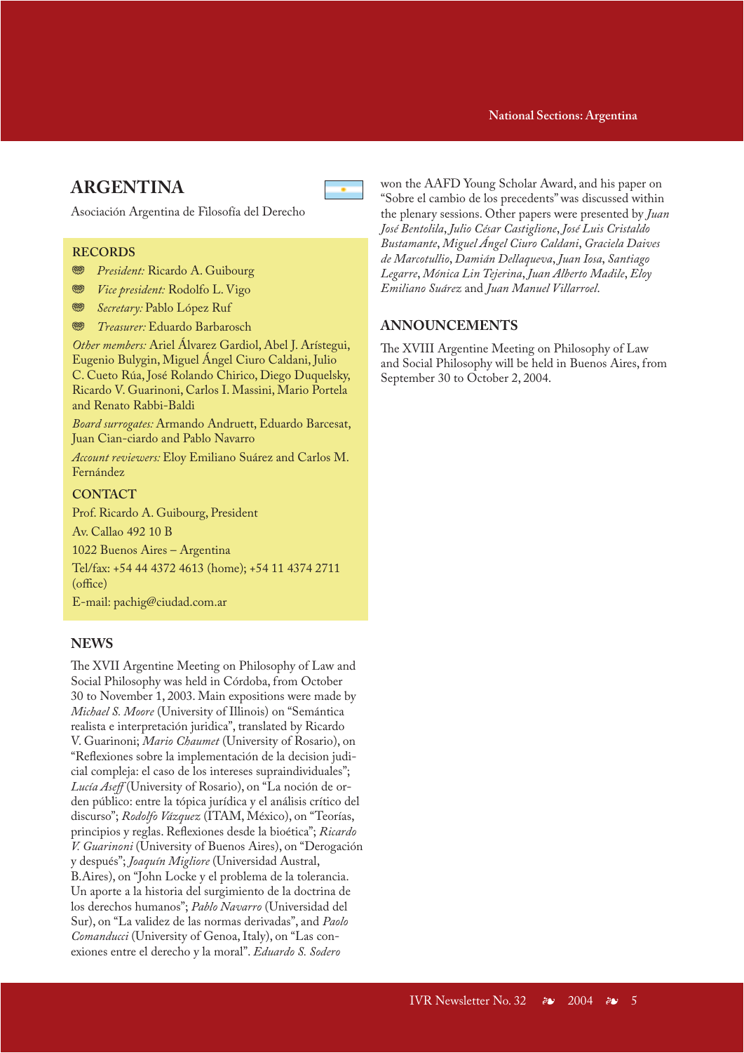# ARGENTINA

Asociación Argentina de Filosofía del Derecho

## RECORDS

- *President:* Ricardo A. Guibourg
- *Vice president:* Rodolfo L. Vigo
- *Secretary:* Pablo López Ruf
- *Treasurer:* Eduardo Barbarosch

*Other members:* Ariel Álvarez Gardiol, Abel J. Arístegui, Eugenio Bulygin, Miguel Ángel Ciuro Caldani, Julio C. Cueto Rúa, José Rolando Chirico, Diego Duquelsky, Ricardo V. Guarinoni, Carlos I. Massini, Mario Portela and Renato Rabbi-Baldi

*Board surrogates:* Armando Andruett, Eduardo Barcesat, Juan Cian-ciardo and Pablo Navarro

*Account reviewers:* Eloy Emiliano Suárez and Carlos M. Fernández

## CONTACT

Prof. Ricardo A. Guibourg, President

Av. Callao 492 10 B

1022 Buenos Aires – Argentina

Tel/fax: +54 44 4372 4613 (home); +54 11 4374 2711 (office)

E-mail: pachig@ciudad.com.ar

## NEWS

The XVII Argentine Meeting on Philosophy of Law and Social Philosophy was held in Córdoba, from October 30 to November 1, 2003. Main expositions were made by *Michael S. Moore* (University of Illinois) on "Semántica realista e interpretación juridica", translated by Ricardo V. Guarinoni; *Mario Chaumet* (University of Rosario), on "Reflexiones sobre la implementación de la decision judicial compleja: el caso de los intereses supraindividuales"; *Lucía Aseff* (University of Rosario), on "La noción de orden público: entre la tópica jurídica y el análisis crítico del discurso"; *Rodolfo Vázquez* (ITAM, México), on "Teorías, principios y reglas. Reflexiones desde la bioética"; *Ricardo V. Guarinoni* (University of Buenos Aires), on "Derogación y después"; *Joaquín Migliore* (Universidad Austral, B.Aires), on "John Locke y el problema de la tolerancia. Un aporte a la historia del surgimiento de la doctrina de los derechos humanos"; *Pablo Navarro* (Universidad del Sur), on "La validez de las normas derivadas", and *Paolo Comanducci* (University of Genoa, Italy), on "Las conexiones entre el derecho y la moral". *Eduardo S. Sodero* won the AAFD Young Scholar Award, and his paper on "Sobre el cambio de los precedents" was discussed within the plenary sessions. Other papers were presented by *Juan José Bentolila*, *Julio César Castiglione*, *José Luis Cristaldo Bustamante*, *Miguel Ángel Ciuro Caldani*, *Graciela Daives de Marcotullio*, *Damián Dellaqueva*, *Juan Iosa*, *Santiago Legarre*, *Mónica Lin Tejerina*, *Juan Alberto Madile*, *Eloy Emiliano Suárez* and *Juan Manuel Villarroel*.

## ANNOUNCEMENTS

The XVIII Argentine Meeting on Philosophy of Law and Social Philosophy will be held in Buenos Aires, from September 30 to October 2, 2004.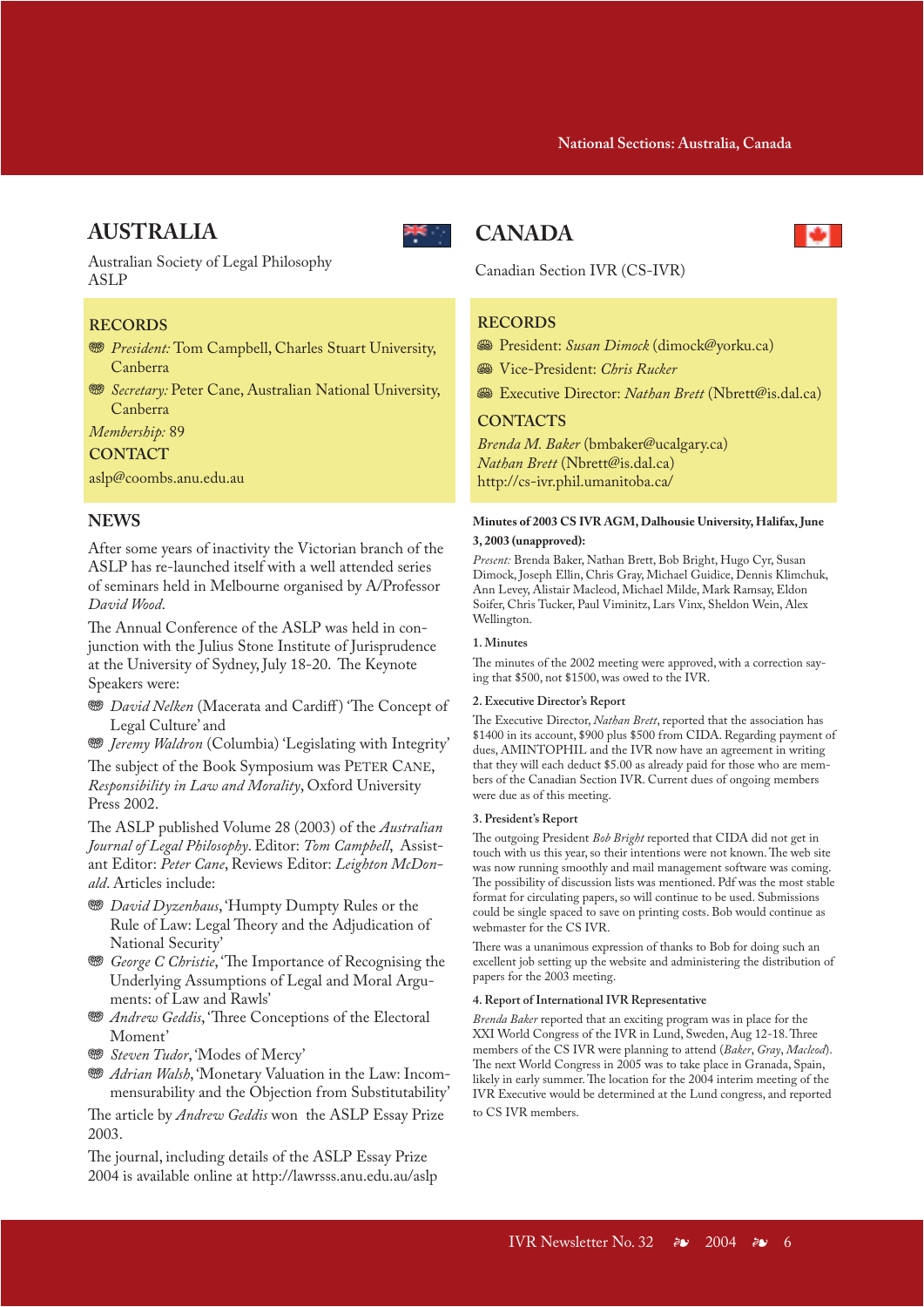## AUSTRALIA

Australian Society of Legal Philosophy
ASLP

### RECORDS

- *President:* Tom Campbell, Charles Stuart University, Canberra
- *Secretary:* Peter Cane, Australian National University, Canberra

*Membership:* 89

### CONTACT

aslp@coombs.anu.edu.au

### NEWS

After some years of inactivity the Victorian branch of the ASLP has re-launched itself with a well attended series of seminars held in Melbourne organised by A/Professor *David Wood*.

The Annual Conference of the ASLP was held in conjunction with the Julius Stone Institute of Jurisprudence at the University of Sydney, July 18-20. The Keynote Speakers were:

- *David Nelken* (Macerata and Cardiff) 'The Concept of Legal Culture' and
- *Jeremy Waldron* (Columbia) 'Legislating with Integrity'

The subject of the Book Symposium was PETER CANE, *Responsibility in Law and Morality*, Oxford University Press 2002.

The ASLP published Volume 28 (2003) of the *Australian Journal of Legal Philosophy*. Editor: *Tom Campbell*, Assistant Editor: *Peter Cane*, Reviews Editor: *Leighton McDonald*. Articles include:

- *David Dyzenhaus*, 'Humpty Dumpty Rules or the Rule of Law: Legal Theory and the Adjudication of National Security'
- *George C Christie*, 'The Importance of Recognising the Underlying Assumptions of Legal and Moral Arguments: of Law and Rawls'
- *Andrew Geddis*, 'Three Conceptions of the Electoral Moment'
- *Steven Tudor*, 'Modes of Mercy'
- *Adrian Walsh*, 'Monetary Valuation in the Law: Incommensurability and the Objection from Substitutability'

The article by *Andrew Geddis* won the ASLP Essay Prize 2003.

The journal, including details of the ASLP Essay Prize 2004 is available online at http://lawrsss.anu.edu.au/aslp

## CANADA

Canadian Section IVR (CS-IVR)

### RECORDS

- President: *Susan Dimock* (dimock@yorku.ca)
- Vice-President: *Chris Rucker*
- Executive Director: *Nathan Brett* (Nbrett@is.dal.ca)

### CONTACTS

*Brenda M. Baker* (bmbaker@ucalgary.ca)
*Nathan Brett* (Nbrett@is.dal.ca)
http://cs-ivr.phil.umanitoba.ca/

**Minutes of 2003 CS IVR AGM, Dalhousie University, Halifax, June 3, 2003 (unapproved):**

*Present:* Brenda Baker, Nathan Brett, Bob Bright, Hugo Cyr, Susan Dimock, Joseph Ellin, Chris Gray, Michael Guidice, Dennis Klimchuk, Ann Levey, Alistair Macleod, Michael Milde, Mark Ramsay, Eldon Soifer, Chris Tucker, Paul Viminitz, Lars Vinx, Sheldon Wein, Alex Wellington.

**1. Minutes**

The minutes of the 2002 meeting were approved, with a correction saying that $500, not $1500, was owed to the IVR.

**2. Executive Director's Report**

The Executive Director, *Nathan Brett*, reported that the association has $1400 in its account, $900 plus $500 from CIDA. Regarding payment of dues, AMINTOPHIL and the IVR now have an agreement in writing that they will each deduct $5.00 as already paid for those who are members of the Canadian Section IVR. Current dues of ongoing members were due as of this meeting.

**3. President's Report**

The outgoing President *Bob Bright* reported that CIDA did not get in touch with us this year, so their intentions were not known. The web site was now running smoothly and mail management software was coming. The possibility of discussion lists was mentioned. Pdf was the most stable format for circulating papers, so will continue to be used. Submissions could be single spaced to save on printing costs. Bob would continue as webmaster for the CS IVR.

There was a unanimous expression of thanks to Bob for doing such an excellent job setting up the website and administering the distribution of papers for the 2003 meeting.

**4. Report of International IVR Representative**

*Brenda Baker* reported that an exciting program was in place for the XXI World Congress of the IVR in Lund, Sweden, Aug 12-18. Three members of the CS IVR were planning to attend (*Baker*, *Gray*, *Macleod*). The next World Congress in 2005 was to take place in Granada, Spain, likely in early summer. The location for the 2004 interim meeting of the IVR Executive would be determined at the Lund congress, and reported to CS IVR members.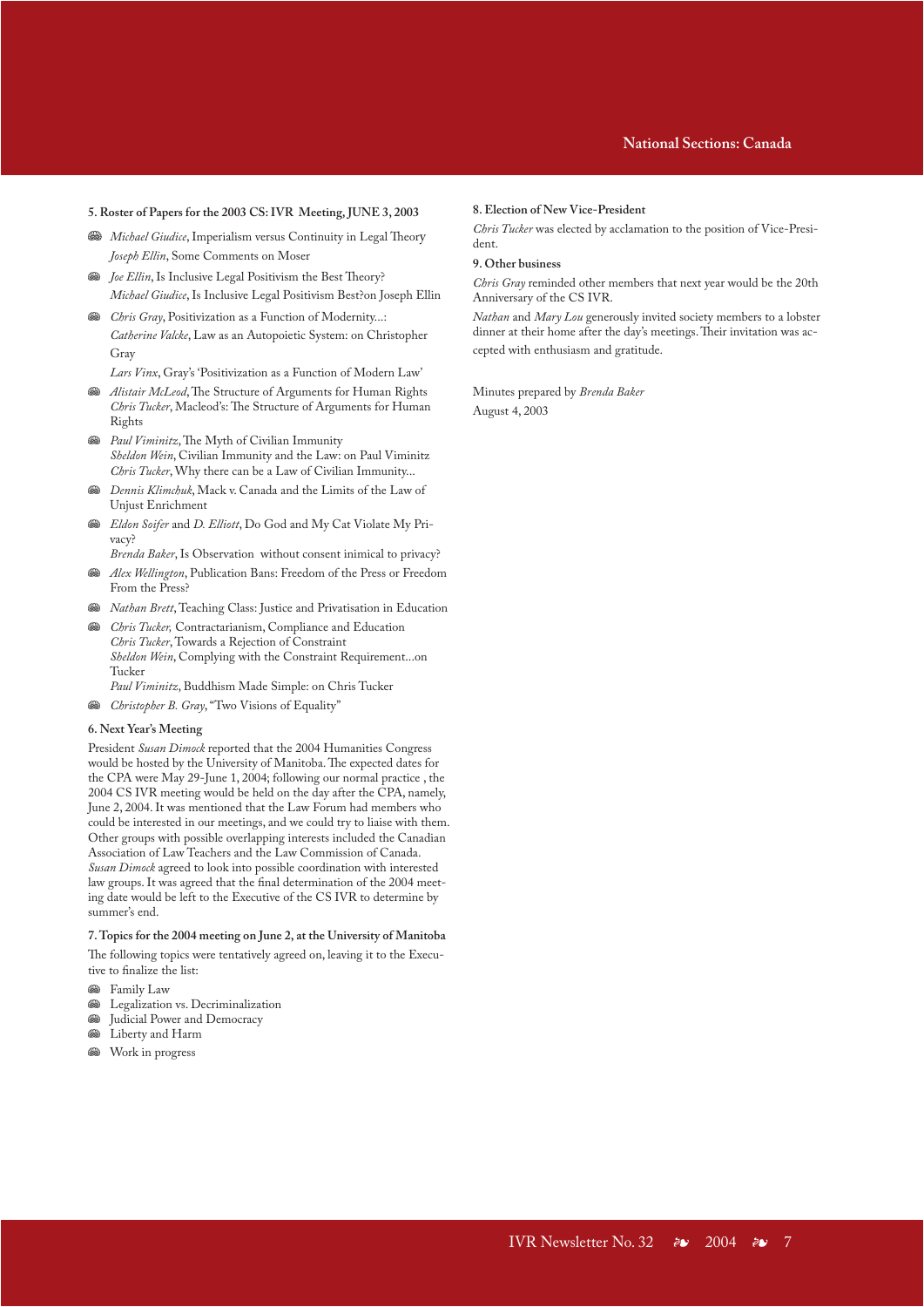#### 5. Roster of Papers for the 2003 CS: IVR Meeting, JUNE 3, 2003

- *Michael Giudice*, Imperialism versus Continuity in Legal Theory
  *Joseph Ellin*, Some Comments on Moser
- *Joe Ellin*, Is Inclusive Legal Positivism the Best Theory?
  *Michael Giudice*, Is Inclusive Legal Positivism Best?on Joseph Ellin
- *Chris Gray*, Positivization as a Function of Modernity...:
  *Catherine Valcke*, Law as an Autopoietic System: on Christopher Gray
  *Lars Vinx*, Gray's 'Positivization as a Function of Modern Law'
- *Alistair McLeod*, The Structure of Arguments for Human Rights
  *Chris Tucker*, Macleod's: The Structure of Arguments for Human Rights
- *Paul Viminitz*, The Myth of Civilian Immunity
  *Sheldon Wein*, Civilian Immunity and the Law: on Paul Viminitz
  *Chris Tucker*, Why there can be a Law of Civilian Immunity...
- *Dennis Klimchuk*, Mack v. Canada and the Limits of the Law of Unjust Enrichment
- *Eldon Soifer* and *D. Elliott*, Do God and My Cat Violate My Privacy?
  *Brenda Baker*, Is Observation without consent inimical to privacy?
- *Alex Wellington*, Publication Bans: Freedom of the Press or Freedom From the Press?
- *Nathan Brett*, Teaching Class: Justice and Privatisation in Education
- *Chris Tucker,* Contractarianism, Compliance and Education
  *Chris Tucker*, Towards a Rejection of Constraint
  *Sheldon Wein*, Complying with the Constraint Requirement...on Tucker
  *Paul Viminitz*, Buddhism Made Simple: on Chris Tucker
- *Christopher B. Gray*, "Two Visions of Equality"

#### 6. Next Year's Meeting

President *Susan Dimock* reported that the 2004 Humanities Congress would be hosted by the University of Manitoba. The expected dates for the CPA were May 29-June 1, 2004; following our normal practice , the 2004 CS IVR meeting would be held on the day after the CPA, namely, June 2, 2004. It was mentioned that the Law Forum had members who could be interested in our meetings, and we could try to liaise with them. Other groups with possible overlapping interests included the Canadian Association of Law Teachers and the Law Commission of Canada. *Susan Dimock* agreed to look into possible coordination with interested law groups. It was agreed that the final determination of the 2004 meeting date would be left to the Executive of the CS IVR to determine by summer's end.

#### 7. Topics for the 2004 meeting on June 2, at the University of Manitoba

The following topics were tentatively agreed on, leaving it to the Executive to finalize the list:

- Family Law
- Legalization vs. Decriminalization
- Judicial Power and Democracy
- Liberty and Harm
- Work in progress

#### 8. Election of New Vice-President

*Chris Tucker* was elected by acclamation to the position of Vice-President.

#### 9. Other business

*Chris Gray* reminded other members that next year would be the 20th Anniversary of the CS IVR.

*Nathan* and *Mary Lou* generously invited society members to a lobster dinner at their home after the day's meetings. Their invitation was accepted with enthusiasm and gratitude.

Minutes prepared by *Brenda Baker*
August 4, 2003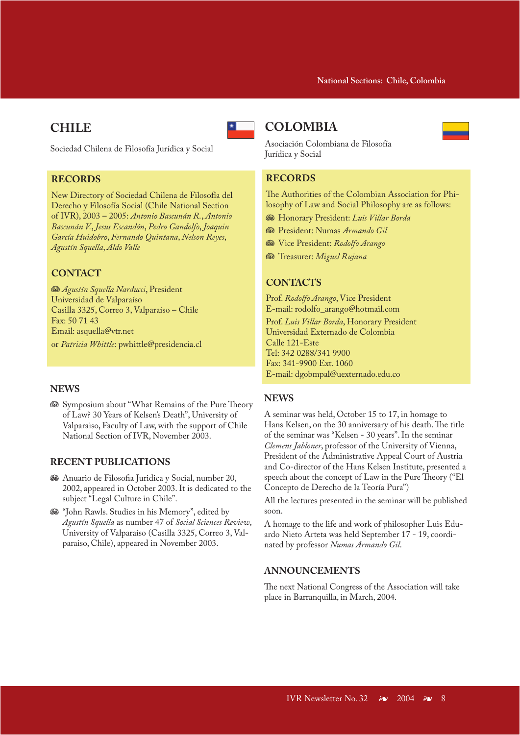## CHILE

Sociedad Chilena de Filosofía Jurídica y Social

### RECORDS

New Directory of Sociedad Chilena de Filosofía del Derecho y Filosofía Social (Chile National Section of IVR), 2003 – 2005: *Antonio Bascunán R.*, *Antonio Bascunán V.*, *Jesus Escandón*, *Pedro Gandolfo*, *Joaquin García Huidobro*, *Fernando Quintana*, *Nelson Reyes*, *Agustín Squella*, *Aldo Valle*

### CONTACT

- *Agustín Squella Narducci*, President
Universidad de Valparaíso
Casilla 3325, Correo 3, Valparaíso – Chile
Fax: 50 71 43
Email: asquella@vtr.net

or *Patricia Whittle*: pwhittle@presidencia.cl

### NEWS

- Symposium about "What Remains of the Pure Theory of Law? 30 Years of Kelsen's Death", University of Valparaiso, Faculty of Law, with the support of Chile National Section of IVR, November 2003.

### RECENT PUBLICATIONS

- Anuario de Filosofia Juridica y Social, number 20, 2002, appeared in October 2003. It is dedicated to the subject "Legal Culture in Chile".
- "John Rawls. Studies in his Memory", edited by *Agustín Squella* as number 47 of *Social Sciences Review*, University of Valparaiso (Casilla 3325, Correo 3, Valparaiso, Chile), appeared in November 2003.

## COLOMBIA

Asociación Colombiana de Filosofía Jurídica y Social

### RECORDS

The Authorities of the Colombian Association for Philosophy of Law and Social Philosophy are as follows:

- Honorary President: *Luis Villar Borda*
- President: Numas *Armando Gil*
- Vice President: *Rodolfo Arango*
- Treasurer: *Miguel Rujana*

### CONTACTS

Prof. *Rodolfo Arango*, Vice President
E-mail: rodolfo_arango@hotmail.com

Prof. *Luis Villar Borda*, Honorary President
Universidad Externado de Colombia
Calle 121-Este
Tel: 342 0288/341 9900
Fax: 341-9900 Ext. 1060
E-mail: dgobmpal@uexternado.edu.co

### NEWS

A seminar was held, October 15 to 17, in homage to Hans Kelsen, on the 30 anniversary of his death. The title of the seminar was "Kelsen - 30 years". In the seminar *Clemens Jabloner*, professor of the University of Vienna, President of the Administrative Appeal Court of Austria and Co-director of the Hans Kelsen Institute, presented a speech about the concept of Law in the Pure Theory ("El Concepto de Derecho de la Teoría Pura")

All the lectures presented in the seminar will be published soon.

A homage to the life and work of philosopher Luis Eduardo Nieto Arteta was held September 17 - 19, coordinated by professor *Numas Armando Gil*.

### ANNOUNCEMENTS

The next National Congress of the Association will take place in Barranquilla, in March, 2004.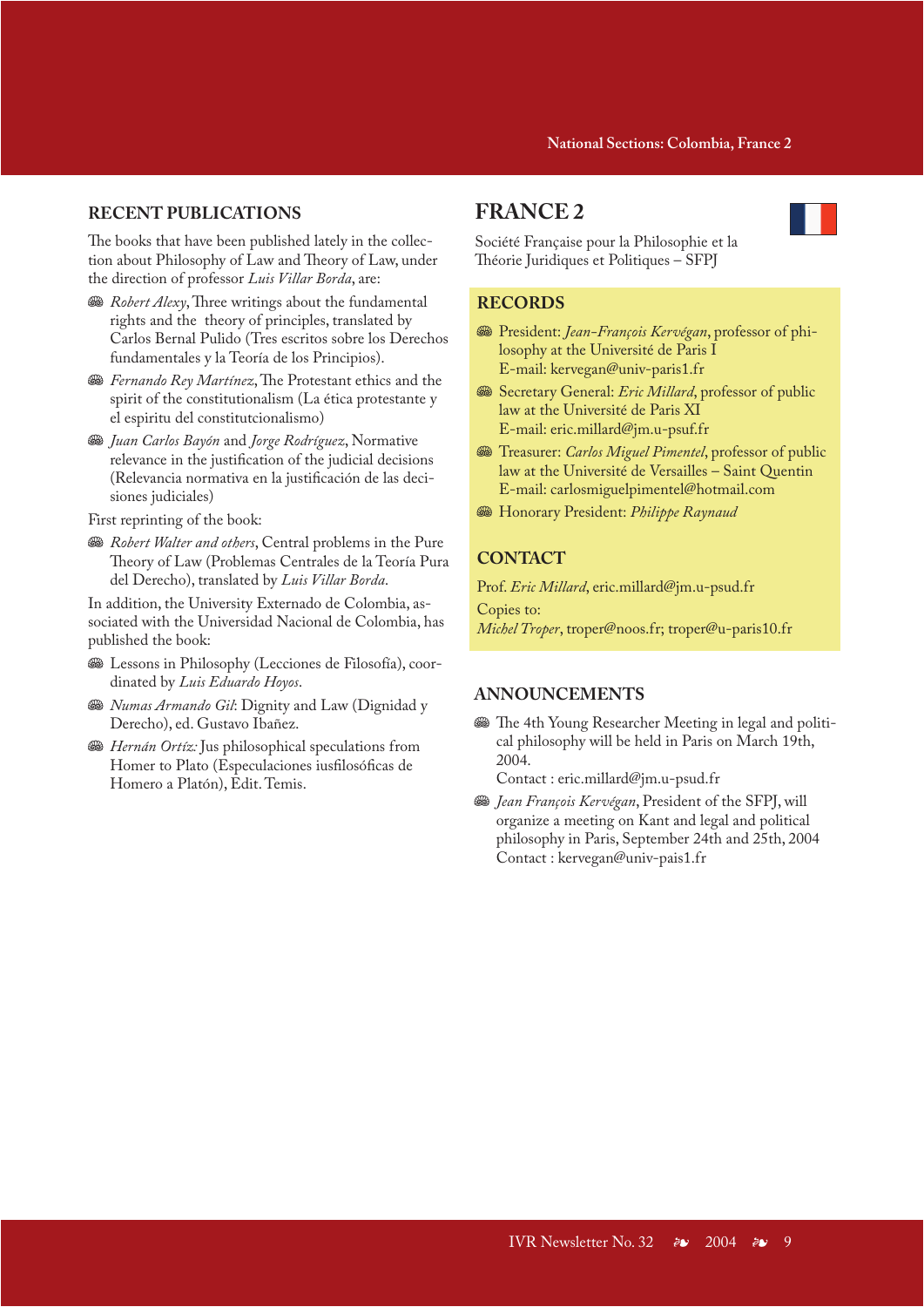## RECENT PUBLICATIONS

The books that have been published lately in the collection about Philosophy of Law and Theory of Law, under the direction of professor *Luis Villar Borda*, are:

- *Robert Alexy*, Three writings about the fundamental rights and the theory of principles, translated by Carlos Bernal Pulido (Tres escritos sobre los Derechos fundamentales y la Teoría de los Principios).
- *Fernando Rey Martínez*, The Protestant ethics and the spirit of the constitutionalism (La ética protestante y el espiritu del constitutcionalismo)
- *Juan Carlos Bayón* and *Jorge Rodríguez*, Normative relevance in the justification of the judicial decisions (Relevancia normativa en la justificación de las decisiones judiciales)

First reprinting of the book:

- *Robert Walter and others*, Central problems in the Pure Theory of Law (Problemas Centrales de la Teoría Pura del Derecho), translated by *Luis Villar Borda*.

In addition, the University Externado de Colombia, associated with the Universidad Nacional de Colombia, has published the book:

- Lessons in Philosophy (Lecciones de Filosofía), coordinated by *Luis Eduardo Hoyos*.
- *Numas Armando Gil*: Dignity and Law (Dignidad y Derecho), ed. Gustavo Ibañez.
- *Hernán Ortíz:* Jus philosophical speculations from Homer to Plato (Especulaciones iusfilosóficas de Homero a Platón), Edit. Temis.

# FRANCE 2

Société Française pour la Philosophie et la Théorie Juridiques et Politiques – SFPJ

## RECORDS

- President: *Jean-François Kervégan*, professor of philosophy at the Université de Paris I
  E-mail: kervegan@univ-paris1.fr
- Secretary General: *Eric Millard*, professor of public law at the Université de Paris XI
  E-mail: eric.millard@jm.u-psuf.fr
- Treasurer: *Carlos Miguel Pimentel*, professor of public law at the Université de Versailles – Saint Quentin
  E-mail: carlosmiguelpimentel@hotmail.com
- Honorary President: *Philippe Raynaud*

## CONTACT

Prof. *Eric Millard*, eric.millard@jm.u-psud.fr

Copies to:

*Michel Troper*, troper@noos.fr; troper@u-paris10.fr

## ANNOUNCEMENTS

- The 4th Young Researcher Meeting in legal and political philosophy will be held in Paris on March 19th, 2004.
  Contact : eric.millard@jm.u-psud.fr
- *Jean François Kervégan*, President of the SFPJ, will organize a meeting on Kant and legal and political philosophy in Paris, September 24th and 25th, 2004
  Contact : kervegan@univ-pais1.fr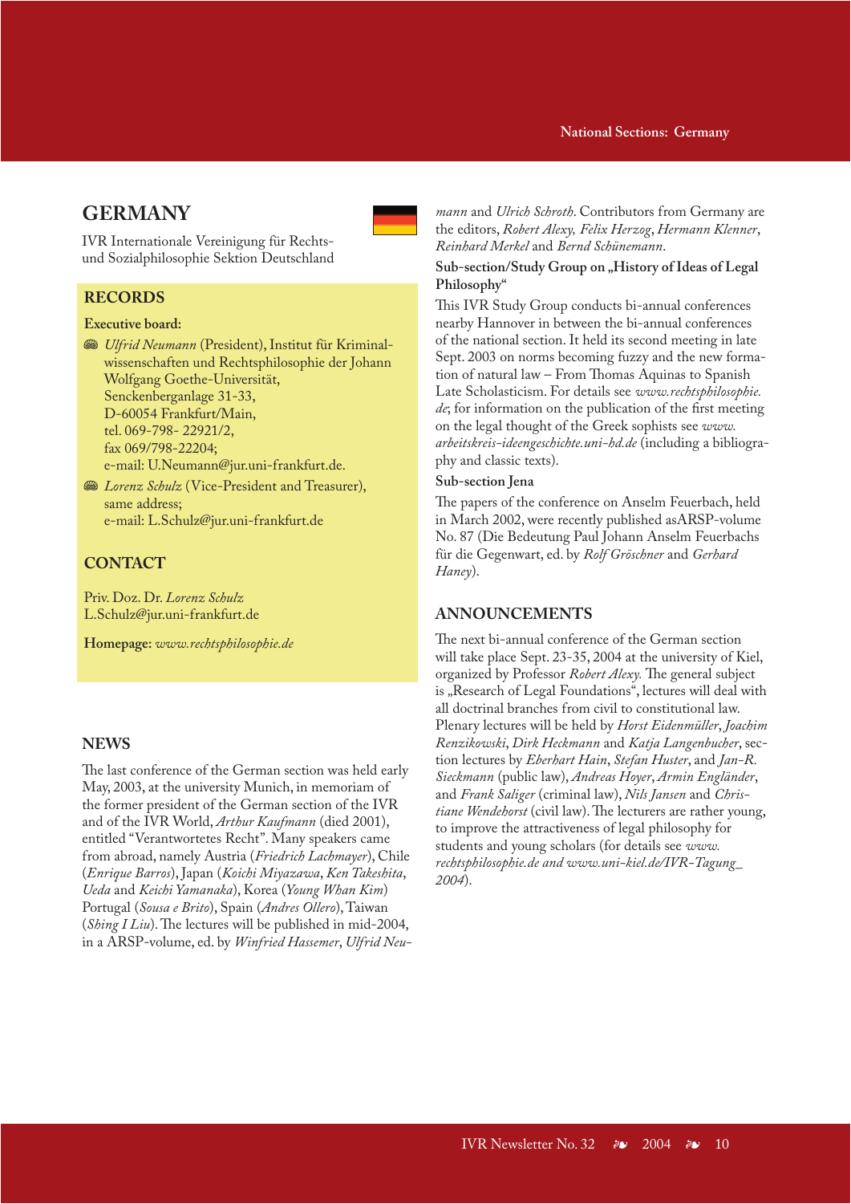# GERMANY

IVR Internationale Vereinigung für Rechts- und Sozialphilosophie Sektion Deutschland

## RECORDS

**Executive board:**

- *Ulfrid Neumann* (President), Institut für Kriminalwissenschaften und Rechtsphilosophie der Johann Wolfgang Goethe-Universität, Senckenberganlage 31-33, D-60054 Frankfurt/Main, tel. 069-798- 22921/2, fax 069/798-22204; e-mail: U.Neumann@jur.uni-frankfurt.de.
- *Lorenz Schulz* (Vice-President and Treasurer), same address; e-mail: L.Schulz@jur.uni-frankfurt.de

## CONTACT

Priv. Doz. Dr. *Lorenz Schulz*
L.Schulz@jur.uni-frankfurt.de

**Homepage:** *www.rechtsphilosophie.de*

## NEWS

The last conference of the German section was held early May, 2003, at the university Munich, in memoriam of the former president of the German section of the IVR and of the IVR World, *Arthur Kaufmann* (died 2001), entitled "Verantwortetes Recht". Many speakers came from abroad, namely Austria (*Friedrich Lachmayer*), Chile (*Enrique Barros*), Japan (*Koichi Miyazawa*, *Ken Takeshita*, *Ueda* and *Keichi Yamanaka*), Korea (*Young Whan Kim*) Portugal (*Sousa e Brito*), Spain (*Andres Ollero*), Taiwan (*Shing I Liu*). The lectures will be published in mid-2004, in a ARSP-volume, ed. by *Winfried Hassemer*, *Ulfrid Neumann* and *Ulrich Schroth*. Contributors from Germany are the editors, *Robert Alexy, Felix Herzog*, *Hermann Klenner*, *Reinhard Merkel* and *Bernd Schünemann*.

**Sub-section/Study Group on „History of Ideas of Legal Philosophy"**

This IVR Study Group conducts bi-annual conferences nearby Hannover in between the bi-annual conferences of the national section. It held its second meeting in late Sept. 2003 on norms becoming fuzzy and the new formation of natural law – From Thomas Aquinas to Spanish Late Scholasticism. For details see *www.rechtsphilosophie.de*; for information on the publication of the first meeting on the legal thought of the Greek sophists see *www.arbeitskreis-ideengeschichte.uni-hd.de* (including a bibliography and classic texts).

**Sub-section Jena**

The papers of the conference on Anselm Feuerbach, held in March 2002, were recently published asARSP-volume No. 87 (Die Bedeutung Paul Johann Anselm Feuerbachs für die Gegenwart, ed. by *Rolf Gröschner* and *Gerhard Haney*).

## ANNOUNCEMENTS

The next bi-annual conference of the German section will take place Sept. 23-35, 2004 at the university of Kiel, organized by Professor *Robert Alexy.* The general subject is „Research of Legal Foundations", lectures will deal with all doctrinal branches from civil to constitutional law. Plenary lectures will be held by *Horst Eidenmüller*, *Joachim Renzikowski*, *Dirk Heckmann* and *Katja Langenbucher*, section lectures by *Eberhart Hain*, *Stefan Huster*, and *Jan-R. Sieckmann* (public law), *Andreas Hoyer*, *Armin Engländer*, and *Frank Saliger* (criminal law), *Nils Jansen* and *Christiane Wendehorst* (civil law). The lecturers are rather young, to improve the attractiveness of legal philosophy for students and young scholars (for details see *www.rechtsphilosophie.de and www.uni-kiel.de/IVR-Tagung_2004*).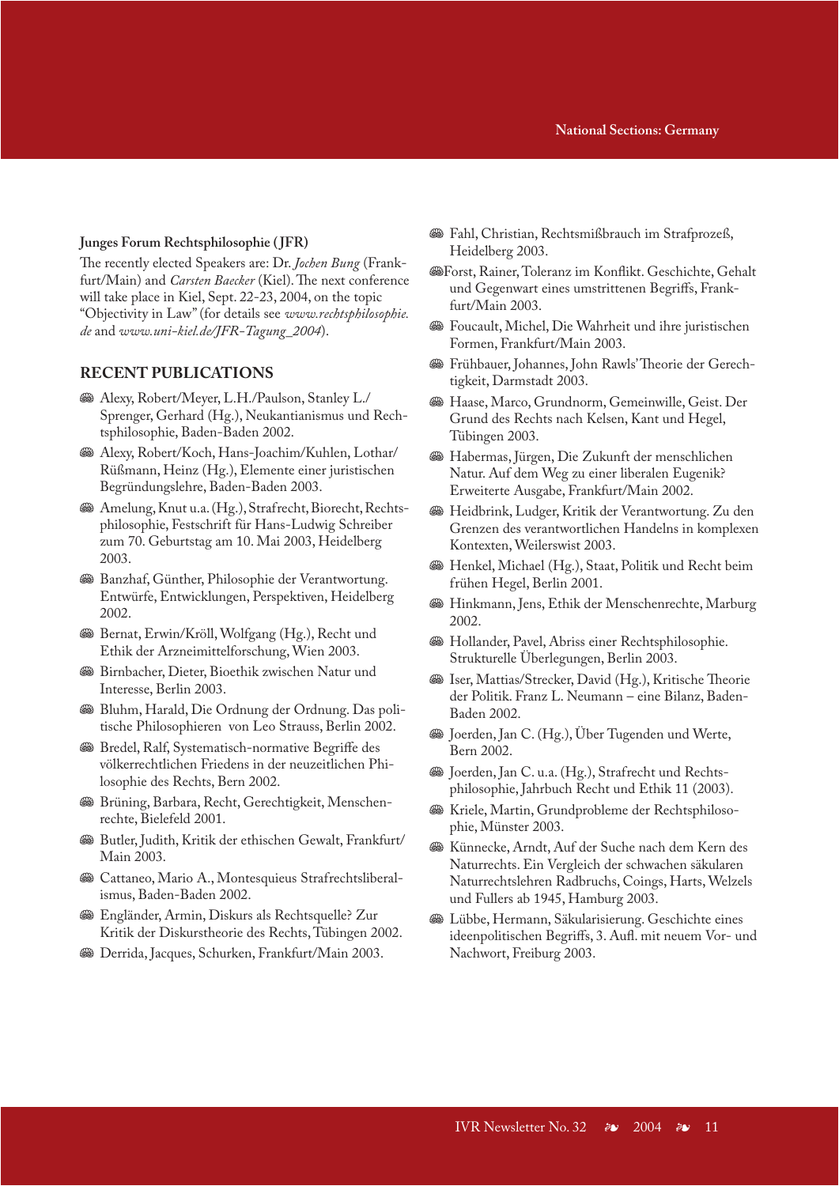**Junges Forum Rechtsphilosophie (JFR)**

The recently elected Speakers are: Dr. *Jochen Bung* (Frankfurt/Main) and *Carsten Baecker* (Kiel). The next conference will take place in Kiel, Sept. 22-23, 2004, on the topic "Objectivity in Law" (for details see *www.rechtsphilosophie.de* and *www.uni-kiel.de/JFR-Tagung_2004*).

## RECENT PUBLICATIONS

- Alexy, Robert/Meyer, L.H./Paulson, Stanley L./Sprenger, Gerhard (Hg.), Neukantianismus und Rechtsphilosophie, Baden-Baden 2002.
- Alexy, Robert/Koch, Hans-Joachim/Kuhlen, Lothar/Rüßmann, Heinz (Hg.), Elemente einer juristischen Begründungslehre, Baden-Baden 2003.
- Amelung, Knut u.a. (Hg.), Strafrecht, Biorecht, Rechtsphilosophie, Festschrift für Hans-Ludwig Schreiber zum 70. Geburtstag am 10. Mai 2003, Heidelberg 2003.
- Banzhaf, Günther, Philosophie der Verantwortung. Entwürfe, Entwicklungen, Perspektiven, Heidelberg 2002.
- Bernat, Erwin/Kröll, Wolfgang (Hg.), Recht und Ethik der Arzneimittelforschung, Wien 2003.
- Birnbacher, Dieter, Bioethik zwischen Natur und Interesse, Berlin 2003.
- Bluhm, Harald, Die Ordnung der Ordnung. Das politische Philosophieren von Leo Strauss, Berlin 2002.
- Bredel, Ralf, Systematisch-normative Begriffe des völkerrechtlichen Friedens in der neuzeitlichen Philosophie des Rechts, Bern 2002.
- Brüning, Barbara, Recht, Gerechtigkeit, Menschenrechte, Bielefeld 2001.
- Butler, Judith, Kritik der ethischen Gewalt, Frankfurt/Main 2003.
- Cattaneo, Mario A., Montesquieus Strafrechtsliberalismus, Baden-Baden 2002.
- Engländer, Armin, Diskurs als Rechtsquelle? Zur Kritik der Diskurstheorie des Rechts, Tübingen 2002.
- Derrida, Jacques, Schurken, Frankfurt/Main 2003.
- Fahl, Christian, Rechtsmißbrauch im Strafprozeß, Heidelberg 2003.
- Forst, Rainer, Toleranz im Konflikt. Geschichte, Gehalt und Gegenwart eines umstrittenen Begriffs, Frankfurt/Main 2003.
- Foucault, Michel, Die Wahrheit und ihre juristischen Formen, Frankfurt/Main 2003.
- Frühbauer, Johannes, John Rawls' Theorie der Gerechtigkeit, Darmstadt 2003.
- Haase, Marco, Grundnorm, Gemeinwille, Geist. Der Grund des Rechts nach Kelsen, Kant und Hegel, Tübingen 2003.
- Habermas, Jürgen, Die Zukunft der menschlichen Natur. Auf dem Weg zu einer liberalen Eugenik? Erweiterte Ausgabe, Frankfurt/Main 2002.
- Heidbrink, Ludger, Kritik der Verantwortung. Zu den Grenzen des verantwortlichen Handelns in komplexen Kontexten, Weilerswist 2003.
- Henkel, Michael (Hg.), Staat, Politik und Recht beim frühen Hegel, Berlin 2001.
- Hinkmann, Jens, Ethik der Menschenrechte, Marburg 2002.
- Hollander, Pavel, Abriss einer Rechtsphilosophie. Strukturelle Überlegungen, Berlin 2003.
- Iser, Mattias/Strecker, David (Hg.), Kritische Theorie der Politik. Franz L. Neumann – eine Bilanz, Baden-Baden 2002.
- Joerden, Jan C. (Hg.), Über Tugenden und Werte, Bern 2002.
- Joerden, Jan C. u.a. (Hg.), Strafrecht und Rechtsphilosophie, Jahrbuch Recht und Ethik 11 (2003).
- Kriele, Martin, Grundprobleme der Rechtsphilosophie, Münster 2003.
- Künnecke, Arndt, Auf der Suche nach dem Kern des Naturrechts. Ein Vergleich der schwachen säkularen Naturrechtslehren Radbruchs, Coings, Harts, Welzels und Fullers ab 1945, Hamburg 2003.
- Lübbe, Hermann, Säkularisierung. Geschichte eines ideenpolitischen Begriffs, 3. Aufl. mit neuem Vor- und Nachwort, Freiburg 2003.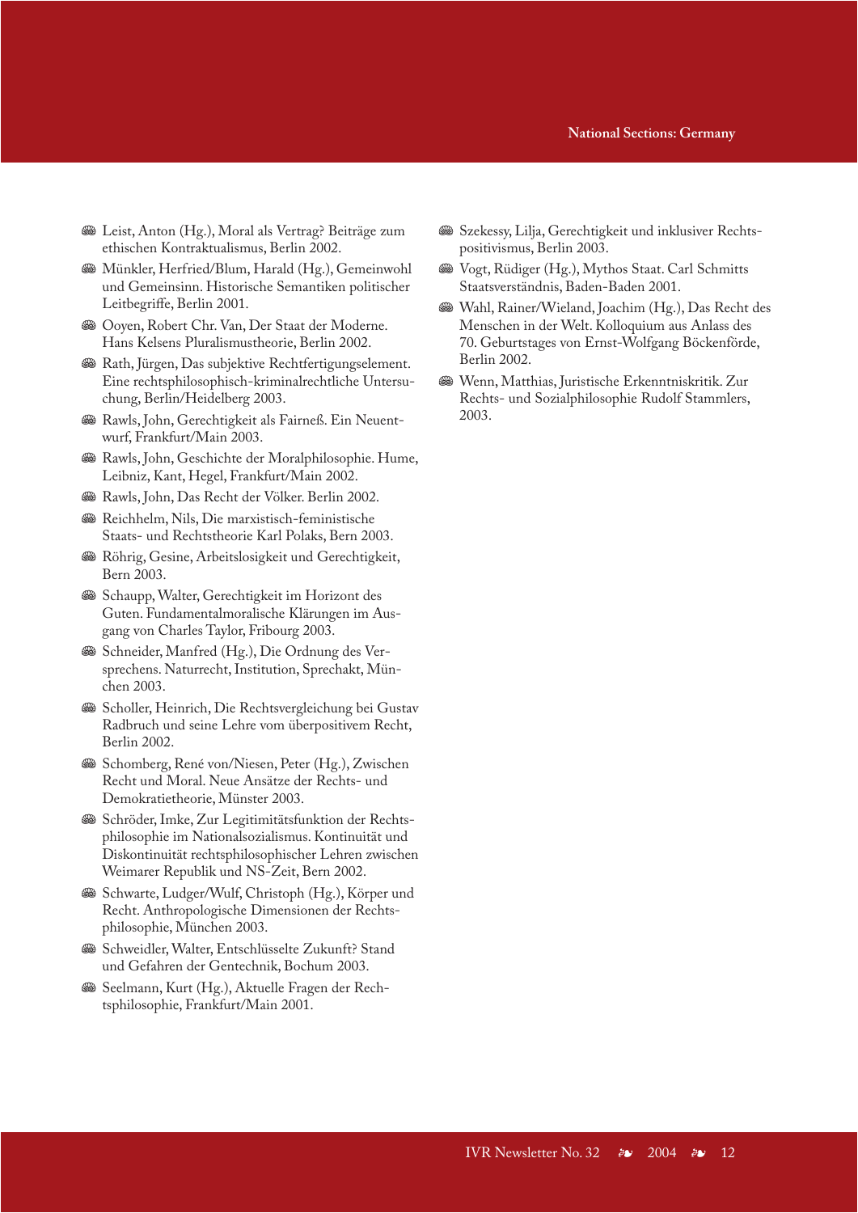- Leist, Anton (Hg.), Moral als Vertrag? Beiträge zum ethischen Kontraktualismus, Berlin 2002.
- Münkler, Herfried/Blum, Harald (Hg.), Gemeinwohl und Gemeinsinn. Historische Semantiken politischer Leitbegriffe, Berlin 2001.
- Ooyen, Robert Chr. Van, Der Staat der Moderne. Hans Kelsens Pluralismustheorie, Berlin 2002.
- Rath, Jürgen, Das subjektive Rechtfertigungselement. Eine rechtsphilosophisch-kriminalrechtliche Untersuchung, Berlin/Heidelberg 2003.
- Rawls, John, Gerechtigkeit als Fairneß. Ein Neuentwurf, Frankfurt/Main 2003.
- Rawls, John, Geschichte der Moralphilosophie. Hume, Leibniz, Kant, Hegel, Frankfurt/Main 2002.
- Rawls, John, Das Recht der Völker. Berlin 2002.
- Reichhelm, Nils, Die marxistisch-feministische Staats- und Rechtstheorie Karl Polaks, Bern 2003.
- Röhrig, Gesine, Arbeitslosigkeit und Gerechtigkeit, Bern 2003.
- Schaupp, Walter, Gerechtigkeit im Horizont des Guten. Fundamentalmoralische Klärungen im Ausgang von Charles Taylor, Fribourg 2003.
- Schneider, Manfred (Hg.), Die Ordnung des Versprechens. Naturrecht, Institution, Sprechakt, München 2003.
- Scholler, Heinrich, Die Rechtsvergleichung bei Gustav Radbruch und seine Lehre vom überpositivem Recht, Berlin 2002.
- Schomberg, René von/Niesen, Peter (Hg.), Zwischen Recht und Moral. Neue Ansätze der Rechts- und Demokratietheorie, Münster 2003.
- Schröder, Imke, Zur Legitimitätsfunktion der Rechtsphilosophie im Nationalsozialismus. Kontinuität und Diskontinuität rechtsphilosophischer Lehren zwischen Weimarer Republik und NS-Zeit, Bern 2002.
- Schwarte, Ludger/Wulf, Christoph (Hg.), Körper und Recht. Anthropologische Dimensionen der Rechtsphilosophie, München 2003.
- Schweidler, Walter, Entschlüsselte Zukunft? Stand und Gefahren der Gentechnik, Bochum 2003.
- Seelmann, Kurt (Hg.), Aktuelle Fragen der Rechtsphilosophie, Frankfurt/Main 2001.
- Szekessy, Lilja, Gerechtigkeit und inklusiver Rechtspositivismus, Berlin 2003.
- Vogt, Rüdiger (Hg.), Mythos Staat. Carl Schmitts Staatsverständnis, Baden-Baden 2001.
- Wahl, Rainer/Wieland, Joachim (Hg.), Das Recht des Menschen in der Welt. Kolloquium aus Anlass des 70. Geburtstages von Ernst-Wolfgang Böckenförde, Berlin 2002.
- Wenn, Matthias, Juristische Erkenntniskritik. Zur Rechts- und Sozialphilosophie Rudolf Stammlers, 2003.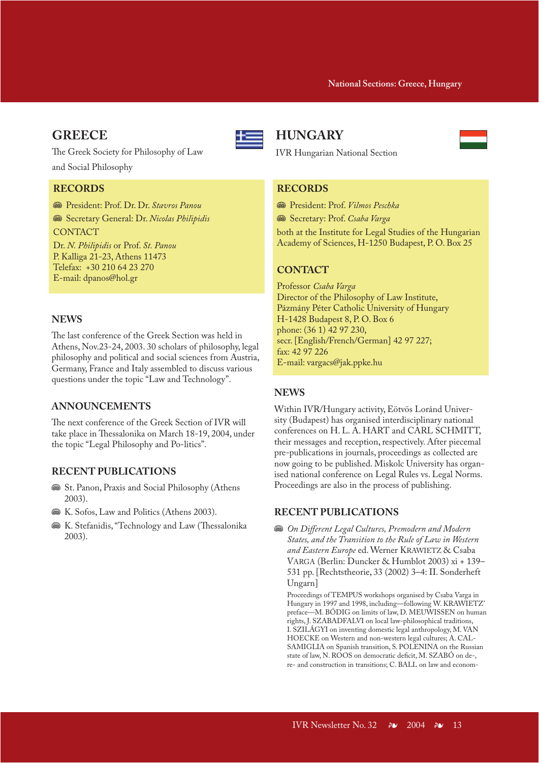## GREECE

The Greek Society for Philosophy of Law and Social Philosophy

### RECORDS

- President: Prof. Dr. Dr. *Stavros Panou*
- Secretary General: Dr. *Nicolas Philipidis*

CONTACT

Dr. *N. Philipidis* or Prof. *St. Panou*
P. Kalliga 21-23, Athens 11473
Telefax: +30 210 64 23 270
E-mail: dpanos@hol.gr

### NEWS

The last conference of the Greek Section was held in Athens, Nov.23-24, 2003. 30 scholars of philosophy, legal philosophy and political and social sciences from Austria, Germany, France and Italy assembled to discuss various questions under the topic "Law and Technology".

### ANNOUNCEMENTS

The next conference of the Greek Section of IVR will take place in Thessalonika on March 18-19, 2004, under the topic "Legal Philosophy and Po-litics".

### RECENT PUBLICATIONS

- St. Panon, Praxis and Social Philosophy (Athens 2003).
- K. Sofos, Law and Politics (Athens 2003).
- K. Stefanidis, "Technology and Law (Thessalonika 2003).

## HUNGARY

IVR Hungarian National Section

### RECORDS

- President: Prof. *Vilmos Peschka*
- Secretary: Prof. *Csaba Varga*

both at the Institute for Legal Studies of the Hungarian Academy of Sciences, H-1250 Budapest, P. O. Box 25

### CONTACT

Professor *Csaba Varga*
Director of the Philosophy of Law Institute,
Pázmány Péter Catholic University of Hungary
H-1428 Budapest 8, P. O. Box 6
phone: (36 1) 42 97 230,
secr. [English/French/German] 42 97 227;
fax: 42 97 226
E-mail: vargacs@jak.ppke.hu

### NEWS

Within IVR/Hungary activity, Eötvös Loránd University (Budapest) has organised interdisciplinary national conferences on H. L. A. HART and CARL SCHMITT, their messages and reception, respectively. After piecemal pre-publications in journals, proceedings as collected are now going to be published. Miskolc University has organised national conference on Legal Rules vs. Legal Norms. Proceedings are also in the process of publishing.

### RECENT PUBLICATIONS

- *On Different Legal Cultures, Premodern and Modern States, and the Transition to the Rule of Law in Western and Eastern Europe* ed. Werner KRAWIETZ & Csaba VARGA (Berlin: Duncker & Humblot 2003) xi + 139–531 pp. [Rechtstheorie, 33 (2002) 3–4: II. Sonderheft Ungarn]

  Proceedings of TEMPUS workshops organised by Csaba Varga in Hungary in 1997 and 1998, including—following W. KRAWIETZ' preface—M. BÓDIG on limits of law, D. MEUWISSEN on human rights, J. SZABADFALVI on local law-philosophical traditions, I. SZILÁGYI on inventing domestic legal anthropology, M. VAN HOECKE on Western and non-western legal cultures; A. CALSAMIGLIA on Spanish transition, S. POLENINA on the Russian state of law, N. ROOS on democratic deficit, M. SZABÓ on de-, re- and construction in transitions; C. BALL on law and econom-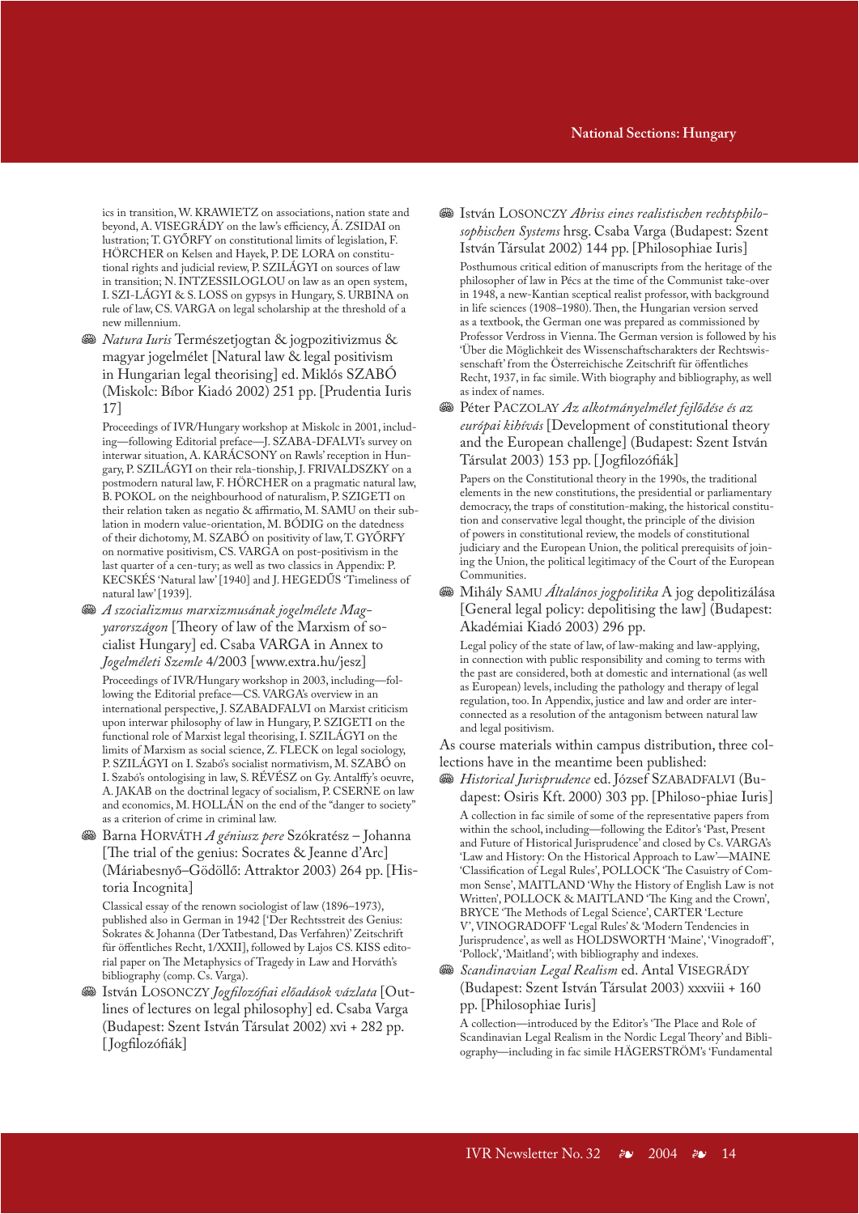ics in transition, W. KRAWIETZ on associations, nation state and beyond, A. VISEGRÁDY on the law's efficiency, Á. ZSIDAI on lustration; T. GYŐRFY on constitutional limits of legislation, F. HÖRCHER on Kelsen and Hayek, P. DE LORA on constitutional rights and judicial review, P. SZILÁGYI on sources of law in transition; N. INTZESSILOGLOU on law as an open system, I. SZI-LÁGYI & S. LOSS on gypsys in Hungary, S. URBINA on rule of law, CS. VARGA on legal scholarship at the threshold of a new millennium.

- *Natura Iuris* Természetjogtan & jogpozitivizmus & magyar jogelmélet [Natural law & legal positivism in Hungarian legal theorising] ed. Miklós SZABÓ (Miskolc: Bíbor Kiadó 2002) 251 pp. [Prudentia Iuris 17]

  Proceedings of IVR/Hungary workshop at Miskolc in 2001, including—following Editorial preface—J. SZABA-DFALVI's survey on interwar situation, A. KARÁCSONY on Rawls' reception in Hungary, P. SZILÁGYI on their rela-tionship, J. FRIVALDSZKY on a postmodern natural law, F. HÖRCHER on a pragmatic natural law, B. POKOL on the neighbourhood of naturalism, P. SZIGETI on their relation taken as negatio & affirmatio, M. SAMU on their sublation in modern value-orientation, M. BÓDIG on the datedness of their dichotomy, M. SZABÓ on positivity of law, T. GYŐRFY on normative positivism, CS. VARGA on post-positivism in the last quarter of a cen-tury; as well as two classics in Appendix: P. KECSKÉS 'Natural law' [1940] and J. HEGEDŰS 'Timeliness of natural law' [1939].

- *A szocializmus marxizmusának jogelmélete Magyarországon* [Theory of law of the Marxism of socialist Hungary] ed. Csaba VARGA in Annex to *Jogelméleti Szemle* 4/2003 [www.extra.hu/jesz]

  Proceedings of IVR/Hungary workshop in 2003, including—following the Editorial preface—CS. VARGA's overview in an international perspective, J. SZABADFALVI on Marxist criticism upon interwar philosophy of law in Hungary, P. SZIGETI on the functional role of Marxist legal theorising, I. SZILÁGYI on the limits of Marxism as social science, Z. FLECK on legal sociology, P. SZILÁGYI on I. Szabó's socialist normativism, M. SZABÓ on I. Szabó's ontologising in law, S. RÉVÉSZ on Gy. Antalffy's oeuvre, A. JAKAB on the doctrinal legacy of socialism, P. CSERNE on law and economics, M. HOLLÁN on the end of the "danger to society" as a criterion of crime in criminal law.

- Barna HORVÁTH *A géniusz pere* Szókratész – Johanna [The trial of the genius: Socrates & Jeanne d'Arc] (Máriabesnyő–Gödöllő: Attraktor 2003) 264 pp. [Historia Incognita]

  Classical essay of the renown sociologist of law (1896–1973), published also in German in 1942 ['Der Rechtsstreit des Genius: Sokrates & Johanna (Der Tatbestand, Das Verfahren)' Zeitschrift für öffentliches Recht, 1/XXII], followed by Lajos CS. KISS editorial paper on The Metaphysics of Tragedy in Law and Horváth's bibliography (comp. Cs. Varga).

- István LOSONCZY *Jogfilozófiai előadások vázlata* [Outlines of lectures on legal philosophy] ed. Csaba Varga (Budapest: Szent István Társulat 2002) xvi + 282 pp. [Jogfilozófiák]

- István LOSONCZY *Abriss eines realistischen rechtsphilosophischen Systems* hrsg. Csaba Varga (Budapest: Szent István Társulat 2002) 144 pp. [Philosophiae Iuris]

  Posthumous critical edition of manuscripts from the heritage of the philosopher of law in Pécs at the time of the Communist take-over in 1948, a new-Kantian sceptical realist professor, with background in life sciences (1908–1980). Then, the Hungarian version served as a textbook, the German one was prepared as commissioned by Professor Verdross in Vienna. The German version is followed by his 'Über die Möglichkeit des Wissenschaftscharakters der Rechtswissenschaft' from the Österreichische Zeitschrift für öffentliches Recht, 1937, in fac simile. With biography and bibliography, as well as index of names.

- Péter PACZOLAY *Az alkotmányelmélet fejlődése és az európai kihívás* [Development of constitutional theory and the European challenge] (Budapest: Szent István Társulat 2003) 153 pp. [Jogfilozófiák]

  Papers on the Constitutional theory in the 1990s, the traditional elements in the new constitutions, the presidential or parliamentary democracy, the traps of constitution-making, the historical constitution and conservative legal thought, the principle of the division of powers in constitutional review, the models of constitutional judiciary and the European Union, the political prerequisits of joining the Union, the political legitimacy of the Court of the European Communities.

- Mihály SAMU *Általános jogpolitika* A jog depolitizálása [General legal policy: depolitising the law] (Budapest: Akadémiai Kiadó 2003) 296 pp.

  Legal policy of the state of law, of law-making and law-applying, in connection with public responsibility and coming to terms with the past are considered, both at domestic and international (as well as European) levels, including the pathology and therapy of legal regulation, too. In Appendix, justice and law and order are interconnected as a resolution of the antagonism between natural law and legal positivism.

As course materials within campus distribution, three collections have in the meantime been published:

- *Historical Jurisprudence* ed. József SZABADFALVI (Budapest: Osiris Kft. 2000) 303 pp. [Philoso-phiae Iuris]

  A collection in fac simile of some of the representative papers from within the school, including—following the Editor's 'Past, Present and Future of Historical Jurisprudence' and closed by Cs. VARGA's 'Law and History: On the Historical Approach to Law'—MAINE 'Classification of Legal Rules', POLLOCK 'The Casuistry of Common Sense', MAITLAND 'Why the History of English Law is not Written', POLLOCK & MAITLAND 'The King and the Crown', BRYCE 'The Methods of Legal Science', CARTER 'Lecture V', VINOGRADOFF 'Legal Rules' & 'Modern Tendencies in Jurisprudence', as well as HOLDSWORTH 'Maine', 'Vinogradoff', 'Pollock', 'Maitland'; with bibliography and indexes.

- *Scandinavian Legal Realism* ed. Antal VISEGRÁDY (Budapest: Szent István Társulat 2003) xxxviii + 160 pp. [Philosophiae Iuris]

  A collection—introduced by the Editor's 'The Place and Role of Scandinavian Legal Realism in the Nordic Legal Theory' and Bibliography—including in fac simile HÄGERSTRÖM's 'Fundamental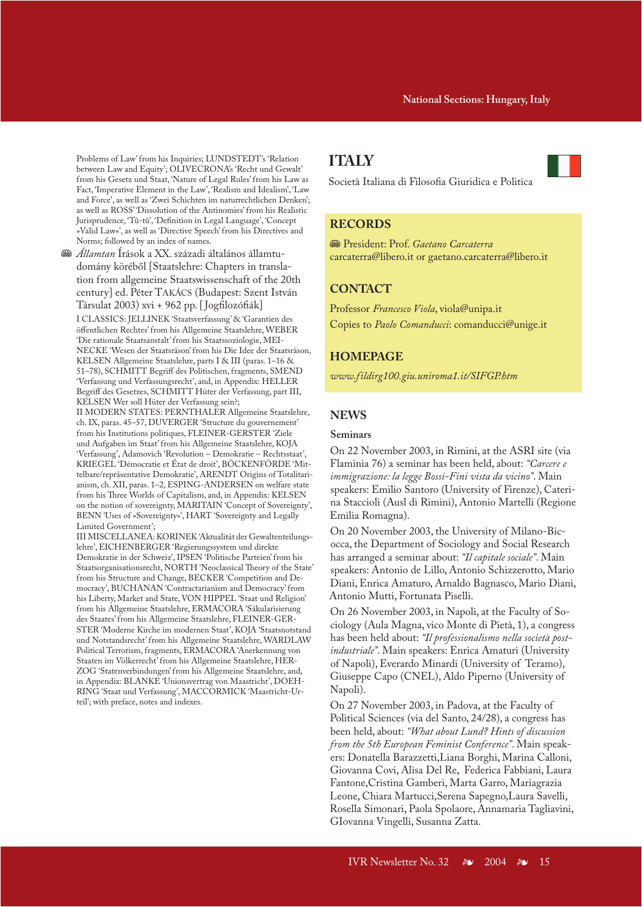Problems of Law' from his Inquiries; LUNDSTEDT's 'Relation between Law and Equity'; OLIVECRONA's 'Recht und Gewalt' from his Gesetz und Staat, 'Nature of Legal Rules' from his Law as Fact, 'Imperative Element in the Law', 'Realism and Idealism', 'Law and Force', as well as 'Zwei Schichten im naturrechtlichen Denken'; as well as ROSS' 'Dissolution of the Antinomies' from his Realistic Jurisprudence, 'Tû-tû', 'Definition in Legal Language', 'Concept »Valid Law«', as well as 'Directive Speech' from his Directives and Norms; followed by an index of names.

- *Államtan* Írások a XX. századi általános államtudomány köréből [Staatslehre: Chapters in translation from allgemeine Staatswissenschaft of the 20th century] ed. Péter TAKÁCS (Budapest: Szent István Társulat 2003) xvi + 962 pp. [Jogfilozófiák]

I CLASSICS: JELLINEK 'Staatsverfassung' & 'Garantien des öffentlichen Rechtes' from his Allgemeine Staatslehre, WEBER 'Die rationale Staatsanstalt' from his Staatssoziologie, MEINECKE 'Wesen der Staatsräson' from his Die Idee der Staatsräson, KELSEN Allgemeine Staatslehre, parts I & III (paras. 1–16 & 51–78), SCHMITT Begriff des Politischen, fragments, SMEND 'Verfassung und Verfassungsrecht', and, in Appendix: HELLER Begriff des Gesetzes, SCHMITT Hüter der Verfassung, part III, KELSEN Wer soll Hüter der Verfassung sein?;
II MODERN STATES: PERNTHALER Allgemeine Staatslehre, ch. IX, paras. 45–57, DUVERGER 'Structure du gouvernement' from his Institutions politiques, FLEINER-GERSTER 'Ziele und Aufgaben im Staat' from his Allgemeine Staatslehre, KOJA 'Verfassung', Adamovich 'Revolution – Demokratie – Rechtsstaat', KRIEGEL 'Démocratie et État de droit', BÖCKENFÖRDE 'Mittelbare/repräsentative Demokratie', ARENDT Origins of Totalitarianism, ch. XII, paras. 1–2, ESPING-ANDERSEN on welfare state from his Three Worlds of Capitalism, and, in Appendix: KELSEN on the notion of sovereignty, MARITAIN 'Concept of Sovereignty', BENN 'Uses of »Sovereignty«', HART 'Sovereignty and Legally Limited Government';
III MISCELLANEA: KORINEK 'Aktualität der Gewaltenteilungslehre', EICHENBERGER 'Regierungssystem und direkte Demokratie in der Schweiz', IPSEN 'Politische Parteien' from his Staatsorganisationsrecht, NORTH 'Neoclassical Theory of the State' from his Structure and Change, BECKER 'Competition and Democracy', BUCHANAN 'Contractarianism and Democracy' from his Liberty, Market and State, VON HIPPEL 'Staat und Religion' from his Allgemeine Staatslehre, ERMACORA 'Säkularisierung des Staates' from his Allgemeine Staatslehre, FLEINER-GERSTER 'Moderne Kirche im modernen Staat', KOJA 'Staatsnotstand und Notstandsrecht' from his Allgemeine Staatslehre, WARDLAW Political Terrorism, fragments, ERMACORA 'Anerkennung von Staaten im Völkerrecht' from his Allgemeine Staatslehre, HERZOG 'Statenverbindungen' from his Allgemeine Staatslehre, and, in Appendix: BLANKE 'Unionsvertrag von Maastricht', DOEHRING 'Staat und Verfassung', MACCORMICK 'Maastricht-Urteil'; with preface, notes and indexes.

# ITALY

Società Italiana di Filosofia Giuridica e Politica

## RECORDS

President: Prof. *Gaetano Carcaterra*
carcaterra@libero.it or gaetano.carcaterra@libero.it

## CONTACT

Professor *Francesco Viola*, viola@unipa.it
Copies to *Paolo Comanducci*: comanducci@unige.it

## HOMEPAGE

*www.fildirg100.giu.uniroma1.it/SIFGP.htm*

## NEWS

### Seminars

On 22 November 2003, in Rimini, at the ASRI site (via Flaminia 76) a seminar has been held, about: *"Carcere e immigrazione: la legge Bossi-Fini vista da vicino"*. Main speakers: Emilio Santoro (University of Firenze), Caterina Staccioli (Ausl di Rimini), Antonio Martelli (Regione Emilia Romagna).

On 20 November 2003, the University of Milano-Bicocca, the Department of Sociology and Social Research has arranged a seminar about: *"Il capitale sociale"*. Main speakers: Antonio de Lillo, Antonio Schizzerotto, Mario Diani, Enrica Amaturo, Arnaldo Bagnasco, Mario Diani, Antonio Mutti, Fortunata Piselli.

On 26 November 2003, in Napoli, at the Faculty of Sociology (Aula Magna, vico Monte di Pietà, 1), a congress has been held about: *"Il professionalismo nella società post-industriale"*. Main speakers: Enrica Amaturi (University of Napoli), Everardo Minardi (University of Teramo), Giuseppe Capo (CNEL), Aldo Piperno (University of Napoli).

On 27 November 2003, in Padova, at the Faculty of Political Sciences (via del Santo, 24/28), a congress has been held, about: *"What about Lund? Hints of discussion from the 5th European Feminist Conference"*. Main speakers: Donatella Barazzetti,Liana Borghi, Marina Calloni, Giovanna Covi, Alisa Del Re, Federica Fabbiani, Laura Fantone,Cristina Gamberi, Marta Garro, Mariagrazia Leone, Chiara Martucci,Serena Sapegno,Laura Savelli, Rosella Simonari, Paola Spolaore, Annamaria Tagliavini, GIovanna Vingelli, Susanna Zatta.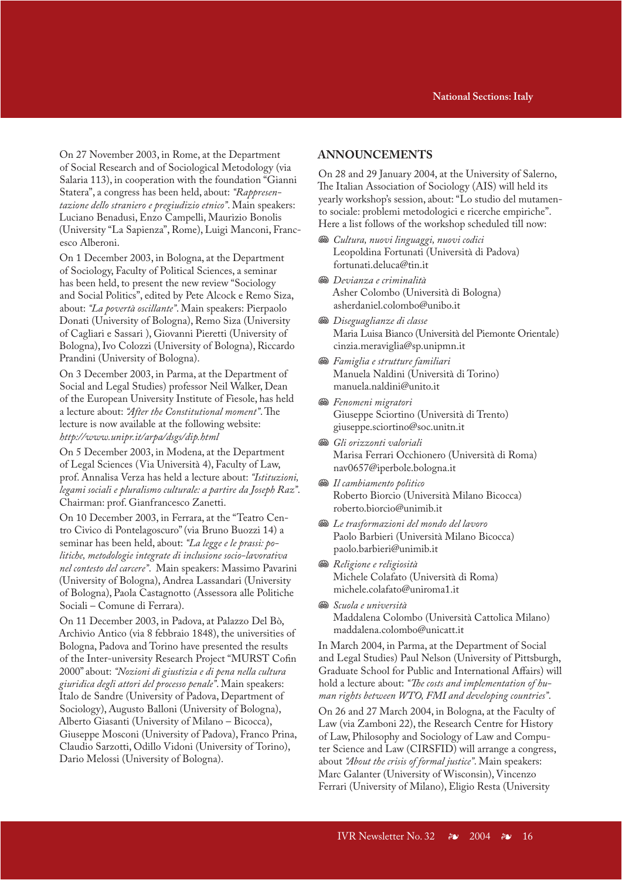On 27 November 2003, in Rome, at the Department of Social Research and of Sociological Metodology (via Salaria 113), in cooperation with the foundation "Gianni Statera", a congress has been held, about: *"Rappresentazione dello straniero e pregiudizio etnico"*. Main speakers: Luciano Benadusi, Enzo Campelli, Maurizio Bonolis (University "La Sapienza", Rome), Luigi Manconi, Francesco Alberoni.

On 1 December 2003, in Bologna, at the Department of Sociology, Faculty of Political Sciences, a seminar has been held, to present the new review "Sociology and Social Politics", edited by Pete Alcock e Remo Siza, about: *"La povertà oscillante"*. Main speakers: Pierpaolo Donati (University of Bologna), Remo Siza (University of Cagliari e Sassari ), Giovanni Pieretti (University of Bologna), Ivo Colozzi (University of Bologna), Riccardo Prandini (University of Bologna).

On 3 December 2003, in Parma, at the Department of Social and Legal Studies) professor Neil Walker, Dean of the European University Institute of Fiesole, has held a lecture about: *"After the Constitutional moment"*. The lecture is now available at the following website: *http://www.unipr.it/arpa/dsgs/dip.html*

On 5 December 2003, in Modena, at the Department of Legal Sciences (Via Università 4), Faculty of Law, prof. Annalisa Verza has held a lecture about: *"Istituzioni, legami sociali e pluralismo culturale: a partire da Joseph Raz"*. Chairman: prof. Gianfrancesco Zanetti.

On 10 December 2003, in Ferrara, at the "Teatro Centro Civico di Pontelagoscuro" (via Bruno Buozzi 14) a seminar has been held, about: *"La legge e le prassi: politiche, metodologie integrate di inclusione socio-lavorativa nel contesto del carcere"*. Main speakers: Massimo Pavarini (University of Bologna), Andrea Lassandari (University of Bologna), Paola Castagnotto (Assessora alle Politiche Sociali – Comune di Ferrara).

On 11 December 2003, in Padova, at Palazzo Del Bò, Archivio Antico (via 8 febbraio 1848), the universities of Bologna, Padova and Torino have presented the results of the Inter-university Research Project "MURST Cofin 2000" about: *"Nozioni di giustizia e di pena nella cultura giuridica degli attori del processo penale"*. Main speakers: Italo de Sandre (University of Padova, Department of Sociology), Augusto Balloni (University of Bologna), Alberto Giasanti (University of Milano – Bicocca), Giuseppe Mosconi (University of Padova), Franco Prina, Claudio Sarzotti, Odillo Vidoni (University of Torino), Dario Melossi (University of Bologna).

## ANNOUNCEMENTS

On 28 and 29 January 2004, at the University of Salerno, The Italian Association of Sociology (AIS) will held its yearly workshop's session, about: "Lo studio del mutamento sociale: problemi metodologici e ricerche empiriche". Here a list follows of the workshop scheduled till now:

- *Cultura, nuovi linguaggi, nuovi codici*
  Leopoldina Fortunati (Università di Padova)
  fortunati.deluca@tin.it
- *Devianza e criminalità*
  Asher Colombo (Università di Bologna)
  asherdaniel.colombo@unibo.it
- *Diseguaglianze di classe*
  Maria Luisa Bianco (Università del Piemonte Orientale)
  cinzia.meraviglia@sp.unipmn.it
- *Famiglia e strutture familiari*
  Manuela Naldini (Università di Torino)
  manuela.naldini@unito.it
- *Fenomeni migratori*
  Giuseppe Sciortino (Università di Trento)
  giuseppe.sciortino@soc.unitn.it
- *Gli orizzonti valoriali*
  Marisa Ferrari Occhionero (Università di Roma)
  nav0657@iperbole.bologna.it
- *Il cambiamento politico*
  Roberto Biorcio (Università Milano Bicocca)
  roberto.biorcio@unimib.it
- *Le trasformazioni del mondo del lavoro*
  Paolo Barbieri (Università Milano Bicocca)
  paolo.barbieri@unimib.it
- *Religione e religiosità*
  Michele Colafato (Università di Roma)
  michele.colafato@uniroma1.it
- *Scuola e università*
  Maddalena Colombo (Università Cattolica Milano)
  maddalena.colombo@unicatt.it

In March 2004, in Parma, at the Department of Social and Legal Studies) Paul Nelson (University of Pittsburgh, Graduate School for Public and International Affairs) will hold a lecture about: *"The costs and implementation of human rights between WTO, FMI and developing countries"*.

On 26 and 27 March 2004, in Bologna, at the Faculty of Law (via Zamboni 22), the Research Centre for History of Law, Philosophy and Sociology of Law and Computer Science and Law (CIRSFID) will arrange a congress, about *"About the crisis of formal justice"*. Main speakers: Marc Galanter (University of Wisconsin), Vincenzo Ferrari (University of Milano), Eligio Resta (University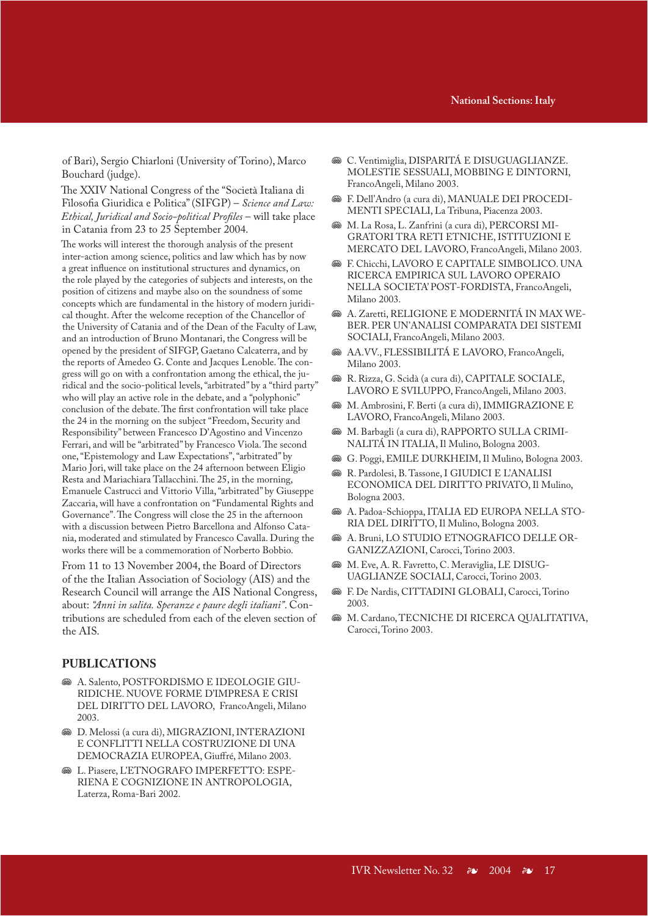of Bari), Sergio Chiarloni (University of Torino), Marco Bouchard (judge).

The XXIV National Congress of the "Società Italiana di Filosofia Giuridica e Politica" (SIFGP) – *Science and Law: Ethical, Juridical and Socio-political Profiles* – will take place in Catania from 23 to 25 September 2004.

The works will interest the thorough analysis of the present inter-action among science, politics and law which has by now a great influence on institutional structures and dynamics, on the role played by the categories of subjects and interests, on the position of citizens and maybe also on the soundness of some concepts which are fundamental in the history of modern juridical thought. After the welcome reception of the Chancellor of the University of Catania and of the Dean of the Faculty of Law, and an introduction of Bruno Montanari, the Congress will be opened by the president of SIFGP, Gaetano Calcaterra, and by the reports of Amedeo G. Conte and Jacques Lenoble. The congress will go on with a confrontation among the ethical, the juridical and the socio-political levels, "arbitrated" by a "third party" who will play an active role in the debate, and a "polyphonic" conclusion of the debate. The first confrontation will take place the 24 in the morning on the subject "Freedom, Security and Responsibility" between Francesco D'Agostino and Vincenzo Ferrari, and will be "arbitrated" by Francesco Viola. The second one, "Epistemology and Law Expectations", "arbitrated" by Mario Jori, will take place on the 24 afternoon between Eligio Resta and Mariachiara Tallacchini. The 25, in the morning, Emanuele Castrucci and Vittorio Villa, "arbitrated" by Giuseppe Zaccaria, will have a confrontation on "Fundamental Rights and Governance". The Congress will close the 25 in the afternoon with a discussion between Pietro Barcellona and Alfonso Catania, moderated and stimulated by Francesco Cavalla. During the works there will be a commemoration of Norberto Bobbio.

From 11 to 13 November 2004, the Board of Directors of the the Italian Association of Sociology (AIS) and the Research Council will arrange the AIS National Congress, about: *"Anni in salita. Speranze e paure degli italiani"*. Contributions are scheduled from each of the eleven section of the AIS.

## PUBLICATIONS

- A. Salento, POSTFORDISMO E IDEOLOGIE GIURIDICHE. NUOVE FORME D'IMPRESA E CRISI DEL DIRITTO DEL LAVORO, FrancoAngeli, Milano 2003.
- D. Melossi (a cura di), MIGRAZIONI, INTERAZIONI E CONFLITTI NELLA COSTRUZIONE DI UNA DEMOCRAZIA EUROPEA, Giuffré, Milano 2003.
- L. Piasere, L'ETNOGRAFO IMPERFETTO: ESPERIENA E COGNIZIONE IN ANTROPOLOGIA, Laterza, Roma-Bari 2002.
- C. Ventimiglia, DISPARITÁ E DISUGUAGLIANZE. MOLESTIE SESSUALI, MOBBING E DINTORNI, FrancoAngeli, Milano 2003.
- F. Dell'Andro (a cura di), MANUALE DEI PROCEDIMENTI SPECIALI, La Tribuna, Piacenza 2003.
- M. La Rosa, L. Zanfrini (a cura di), PERCORSI MIGRATORI TRA RETI ETNICHE, ISTITUZIONI E MERCATO DEL LAVORO, FrancoAngeli, Milano 2003.
- F. Chicchi, LAVORO E CAPITALE SIMBOLICO. UNA RICERCA EMPIRICA SUL LAVORO OPERAIO NELLA SOCIETA' POST-FORDISTA, FrancoAngeli, Milano 2003.
- A. Zaretti, RELIGIONE E MODERNITÁ IN MAX WEBER. PER UN'ANALISI COMPARATA DEI SISTEMI SOCIALI, FrancoAngeli, Milano 2003.
- AA.VV., FLESSIBILITÁ E LAVORO, FrancoAngeli, Milano 2003.
- R. Rizza, G. Scidà (a cura di), CAPITALE SOCIALE, LAVORO E SVILUPPO, FrancoAngeli, Milano 2003.
- M. Ambrosini, F. Berti (a cura di), IMMIGRAZIONE E LAVORO, FrancoAngeli, Milano 2003.
- M. Barbagli (a cura di), RAPPORTO SULLA CRIMINALITÁ IN ITALIA, Il Mulino, Bologna 2003.
- G. Poggi, EMILE DURKHEIM, Il Mulino, Bologna 2003.
- R. Pardolesi, B. Tassone, I GIUDICI E L'ANALISI ECONOMICA DEL DIRITTO PRIVATO, Il Mulino, Bologna 2003.
- A. Padoa-Schioppa, ITALIA ED EUROPA NELLA STORIA DEL DIRITTO, Il Mulino, Bologna 2003.
- A. Bruni, LO STUDIO ETNOGRAFICO DELLE ORGANIZZAZIONI, Carocci, Torino 2003.
- M. Eve, A. R. Favretto, C. Meraviglia, LE DISUGUAGLIANZE SOCIALI, Carocci, Torino 2003.
- F. De Nardis, CITTADINI GLOBALI, Carocci, Torino 2003.
- M. Cardano, TECNICHE DI RICERCA QUALITATIVA, Carocci, Torino 2003.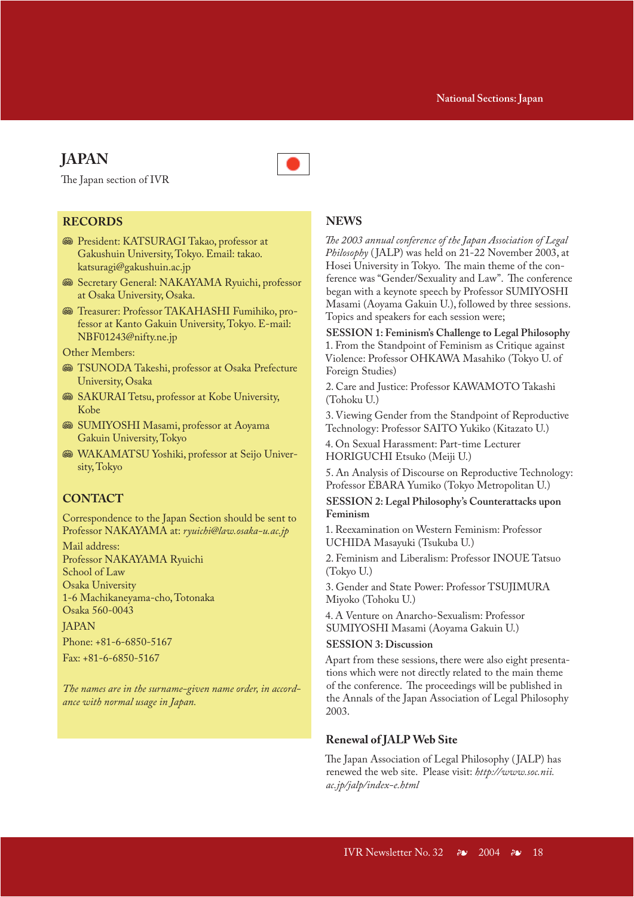# JAPAN

The Japan section of IVR

## RECORDS

- President: KATSURAGI Takao, professor at Gakushuin University, Tokyo. Email: takao.katsuragi@gakushuin.ac.jp
- Secretary General: NAKAYAMA Ryuichi, professor at Osaka University, Osaka.
- Treasurer: Professor TAKAHASHI Fumihiko, professor at Kanto Gakuin University, Tokyo. E-mail: NBF01243@nifty.ne.jp

Other Members:

- TSUNODA Takeshi, professor at Osaka Prefecture University, Osaka
- SAKURAI Tetsu, professor at Kobe University, Kobe
- SUMIYOSHI Masami, professor at Aoyama Gakuin University, Tokyo
- WAKAMATSU Yoshiki, professor at Seijo University, Tokyo

## CONTACT

Correspondence to the Japan Section should be sent to Professor NAKAYAMA at: *ryuichi@law.osaka-u.ac.jp*

Mail address:
Professor NAKAYAMA Ryuichi
School of Law
Osaka University
1-6 Machikaneyama-cho, Totonaka
Osaka 560-0043

JAPAN

Phone: +81-6-6850-5167

Fax: +81-6-6850-5167

*The names are in the surname-given name order, in accordance with normal usage in Japan.*

## NEWS

*The 2003 annual conference of the Japan Association of Legal Philosophy* (JALP) was held on 21-22 November 2003, at Hosei University in Tokyo. The main theme of the conference was "Gender/Sexuality and Law". The conference began with a keynote speech by Professor SUMIYOSHI Masami (Aoyama Gakuin U.), followed by three sessions. Topics and speakers for each session were;

**SESSION 1: Feminism's Challenge to Legal Philosophy**

1. From the Standpoint of Feminism as Critique against Violence: Professor OHKAWA Masahiko (Tokyo U. of Foreign Studies)

2. Care and Justice: Professor KAWAMOTO Takashi (Tohoku U.)

3. Viewing Gender from the Standpoint of Reproductive Technology: Professor SAITO Yukiko (Kitazato U.)

4. On Sexual Harassment: Part-time Lecturer HORIGUCHI Etsuko (Meiji U.)

5. An Analysis of Discourse on Reproductive Technology: Professor EBARA Yumiko (Tokyo Metropolitan U.)

**SESSION 2: Legal Philosophy's Counterattacks upon Feminism**

1. Reexamination on Western Feminism: Professor UCHIDA Masayuki (Tsukuba U.)

2. Feminism and Liberalism: Professor INOUE Tatsuo (Tokyo U.)

3. Gender and State Power: Professor TSUJIMURA Miyoko (Tohoku U.)

4. A Venture on Anarcho-Sexualism: Professor SUMIYOSHI Masami (Aoyama Gakuin U.)

**SESSION 3: Discussion**

Apart from these sessions, there were also eight presentations which were not directly related to the main theme of the conference. The proceedings will be published in the Annals of the Japan Association of Legal Philosophy 2003.

### Renewal of JALP Web Site

The Japan Association of Legal Philosophy (JALP) has renewed the web site. Please visit: *http://www.soc.nii.ac.jp/jalp/index-e.html*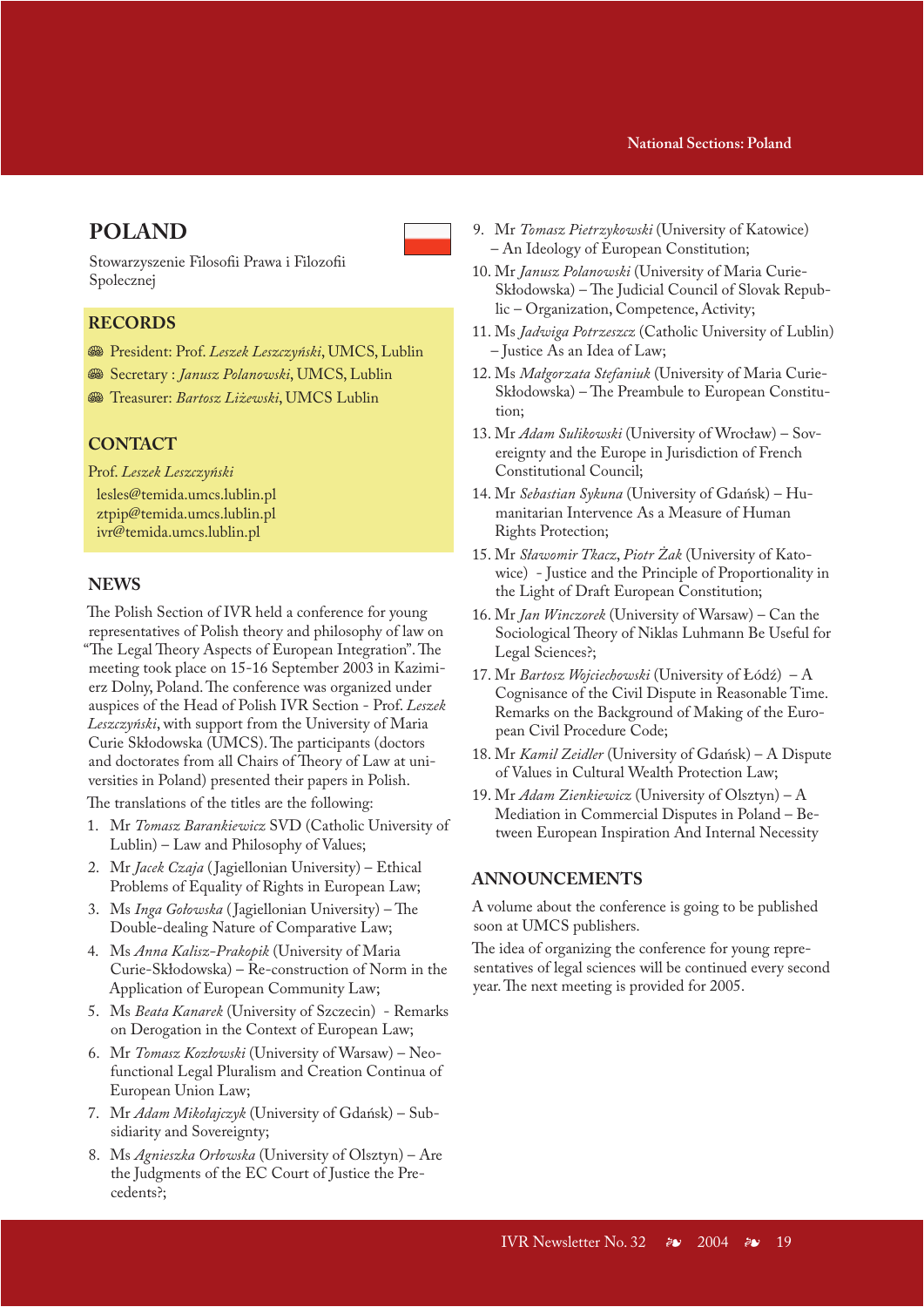# POLAND

Stowarzyszenie Filosofii Prawa i Filozofii Spolecznej

## RECORDS

- President: Prof. *Leszek Leszczyński*, UMCS, Lublin
- Secretary : *Janusz Polanowski*, UMCS, Lublin
- Treasurer: *Bartosz Liżewski*, UMCS Lublin

## CONTACT

Prof. *Leszek Leszczyński*

lesles@temida.umcs.lublin.pl
ztpip@temida.umcs.lublin.pl
ivr@temida.umcs.lublin.pl

## NEWS

The Polish Section of IVR held a conference for young representatives of Polish theory and philosophy of law on "The Legal Theory Aspects of European Integration". The meeting took place on 15-16 September 2003 in Kazimierz Dolny, Poland. The conference was organized under auspices of the Head of Polish IVR Section - Prof. *Leszek Leszczyński*, with support from the University of Maria Curie Skłodowska (UMCS). The participants (doctors and doctorates from all Chairs of Theory of Law at universities in Poland) presented their papers in Polish.

The translations of the titles are the following:

1. Mr *Tomasz Barankiewicz* SVD (Catholic University of Lublin) – Law and Philosophy of Values;
2. Mr *Jacek Czaja* (Jagiellonian University) – Ethical Problems of Equality of Rights in European Law;
3. Ms *Inga Gołowska* (Jagiellonian University) – The Double-dealing Nature of Comparative Law;
4. Ms *Anna Kalisz-Prakopik* (University of Maria Curie-Skłodowska) – Re-construction of Norm in the Application of European Community Law;
5. Ms *Beata Kanarek* (University of Szczecin) - Remarks on Derogation in the Context of European Law;
6. Mr *Tomasz Kozłowski* (University of Warsaw) – Neo-functional Legal Pluralism and Creation Continua of European Union Law;
7. Mr *Adam Mikołajczyk* (University of Gdańsk) – Subsidiarity and Sovereignty;
8. Ms *Agnieszka Orłowska* (University of Olsztyn) – Are the Judgments of the EC Court of Justice the Precedents?;
9. Mr *Tomasz Pietrzykowski* (University of Katowice) – An Ideology of European Constitution;
10. Mr *Janusz Polanowski* (University of Maria Curie-Skłodowska) – The Judicial Council of Slovak Republic – Organization, Competence, Activity;
11. Ms *Jadwiga Potrzeszcz* (Catholic University of Lublin) – Justice As an Idea of Law;
12. Ms *Małgorzata Stefaniuk* (University of Maria Curie-Skłodowska) – The Preambule to European Constitution;
13. Mr *Adam Sulikowski* (University of Wrocław) – Sovereignty and the Europe in Jurisdiction of French Constitutional Council;
14. Mr *Sebastian Sykuna* (University of Gdańsk) – Humanitarian Intervence As a Measure of Human Rights Protection;
15. Mr *Sławomir Tkacz*, *Piotr Żak* (University of Katowice) - Justice and the Principle of Proportionality in the Light of Draft European Constitution;
16. Mr *Jan Winczorek* (University of Warsaw) – Can the Sociological Theory of Niklas Luhmann Be Useful for Legal Sciences?;
17. Mr *Bartosz Wojciechowski* (University of Łódź) – A Cognisance of the Civil Dispute in Reasonable Time. Remarks on the Background of Making of the European Civil Procedure Code;
18. Mr *Kamil Zeidler* (University of Gdańsk) – A Dispute of Values in Cultural Wealth Protection Law;
19. Mr *Adam Zienkiewicz* (University of Olsztyn) – A Mediation in Commercial Disputes in Poland – Between European Inspiration And Internal Necessity

## ANNOUNCEMENTS

A volume about the conference is going to be published soon at UMCS publishers.

The idea of organizing the conference for young representatives of legal sciences will be continued every second year. The next meeting is provided for 2005.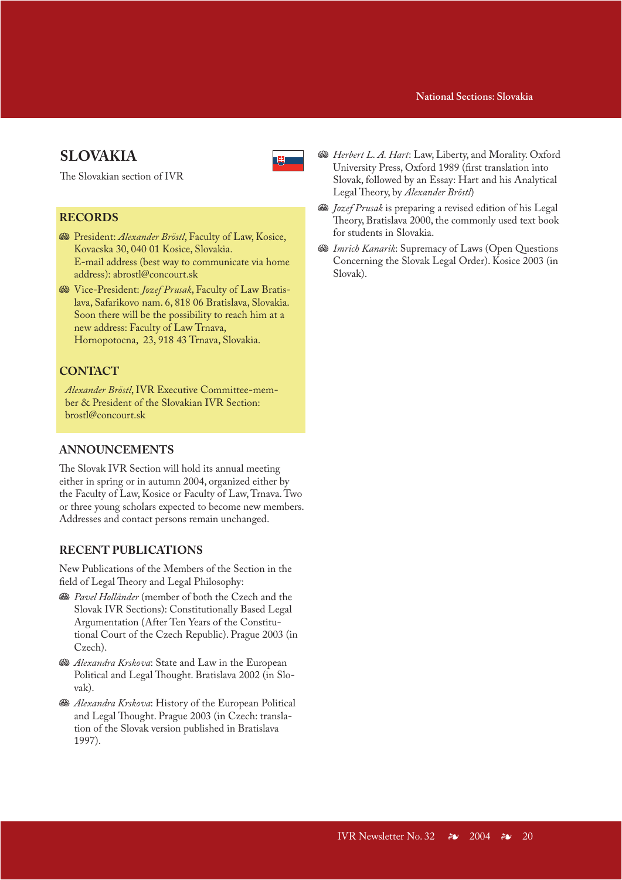# SLOVAKIA

The Slovakian section of IVR

## RECORDS

- President: *Alexander Bröstl*, Faculty of Law, Kosice, Kovacska 30, 040 01 Kosice, Slovakia.
  E-mail address (best way to communicate via home address): abrostl@concourt.sk
- Vice-President: *Jozef Prusak*, Faculty of Law Bratislava, Safarikovo nam. 6, 818 06 Bratislava, Slovakia. Soon there will be the possibility to reach him at a new address: Faculty of Law Trnava, Hornopotocna, 23, 918 43 Trnava, Slovakia.

## CONTACT

*Alexander Bröstl*, IVR Executive Committee-member & President of the Slovakian IVR Section: brostl@concourt.sk

## ANNOUNCEMENTS

The Slovak IVR Section will hold its annual meeting either in spring or in autumn 2004, organized either by the Faculty of Law, Kosice or Faculty of Law, Trnava. Two or three young scholars expected to become new members. Addresses and contact persons remain unchanged.

## RECENT PUBLICATIONS

New Publications of the Members of the Section in the field of Legal Theory and Legal Philosophy:

- *Pavel Holländer* (member of both the Czech and the Slovak IVR Sections): Constitutionally Based Legal Argumentation (After Ten Years of the Constitutional Court of the Czech Republic). Prague 2003 (in Czech).
- *Alexandra Krskova*: State and Law in the European Political and Legal Thought. Bratislava 2002 (in Slovak).
- *Alexandra Krskova*: History of the European Political and Legal Thought. Prague 2003 (in Czech: translation of the Slovak version published in Bratislava 1997).
- *Herbert L. A. Hart*: Law, Liberty, and Morality. Oxford University Press, Oxford 1989 (first translation into Slovak, followed by an Essay: Hart and his Analytical Legal Theory, by *Alexander Bröstl*)
- *Jozef Prusak* is preparing a revised edition of his Legal Theory, Bratislava 2000, the commonly used text book for students in Slovakia.
- *Imrich Kanarik*: Supremacy of Laws (Open Questions Concerning the Slovak Legal Order). Kosice 2003 (in Slovak).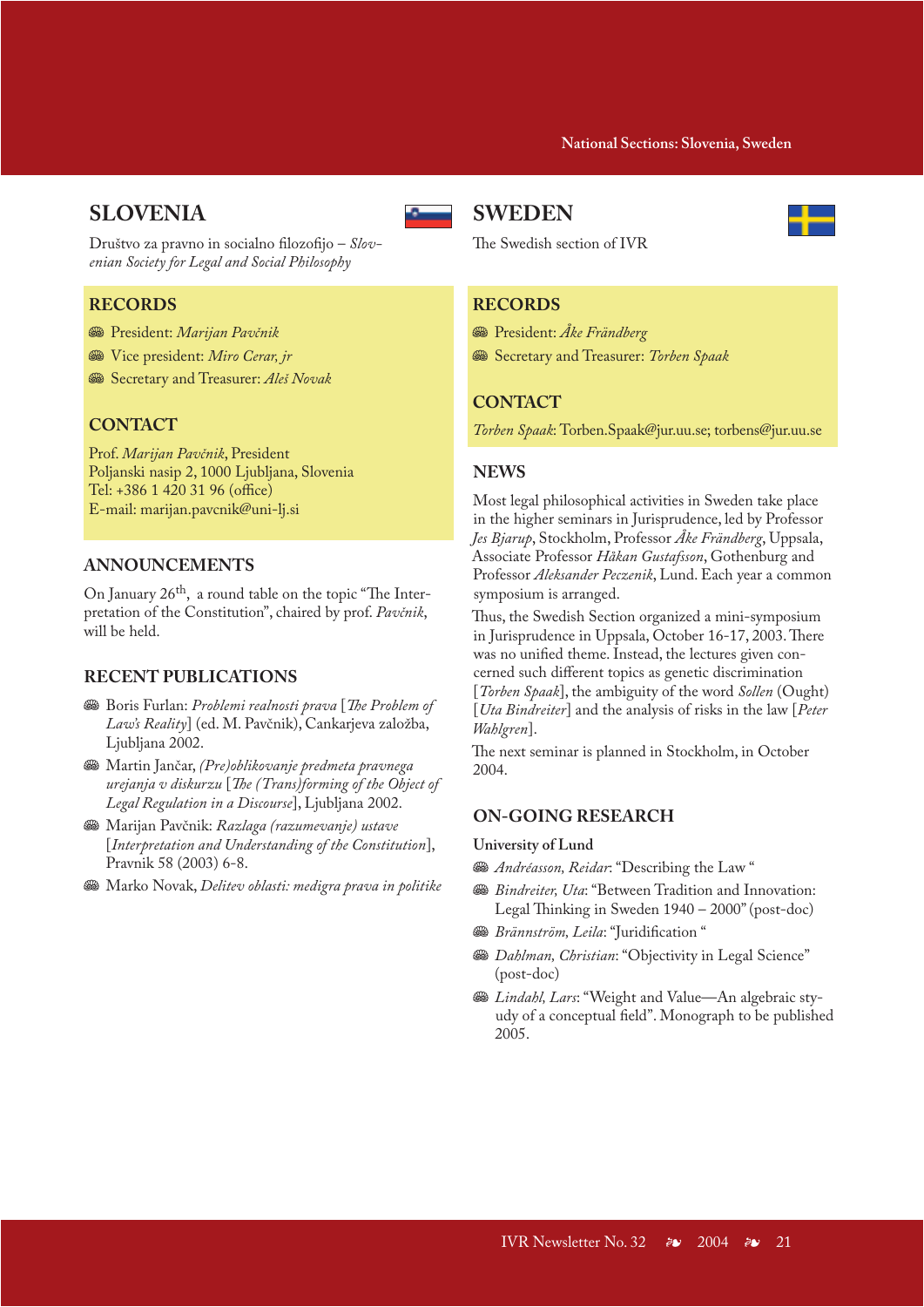# SLOVENIA

Društvo za pravno in socialno filozofijo – *Slovenian Society for Legal and Social Philosophy*

## RECORDS

- President: *Marijan Pavčnik*
- Vice president: *Miro Cerar, jr*
- Secretary and Treasurer: *Aleš Novak*

## CONTACT

Prof. *Marijan Pavčnik*, President
Poljanski nasip 2, 1000 Ljubljana, Slovenia
Tel: +386 1 420 31 96 (office)
E-mail: marijan.pavcnik@uni-lj.si

## ANNOUNCEMENTS

On January 26th, a round table on the topic "The Interpretation of the Constitution", chaired by prof. *Pavčnik*, will be held.

## RECENT PUBLICATIONS

- Boris Furlan: *Problemi realnosti prava* [*The Problem of Law's Reality*] (ed. M. Pavčnik), Cankarjeva založba, Ljubljana 2002.
- Martin Jančar, *(Pre)oblikovanje predmeta pravnega urejanja v diskurzu* [*The (Trans)forming of the Object of Legal Regulation in a Discourse*], Ljubljana 2002.
- Marijan Pavčnik: *Razlaga (razumevanje) ustave* [*Interpretation and Understanding of the Constitution*], Pravnik 58 (2003) 6-8.
- Marko Novak, *Delitev oblasti: medigra prava in politike*

# SWEDEN

The Swedish section of IVR

## RECORDS

- President: *Åke Frändberg*
- Secretary and Treasurer: *Torben Spaak*

## CONTACT

*Torben Spaak*: Torben.Spaak@jur.uu.se; torbens@jur.uu.se

## NEWS

Most legal philosophical activities in Sweden take place in the higher seminars in Jurisprudence, led by Professor *Jes Bjarup*, Stockholm, Professor *Åke Frändberg*, Uppsala, Associate Professor *Håkan Gustafsson*, Gothenburg and Professor *Aleksander Peczenik*, Lund. Each year a common symposium is arranged.

Thus, the Swedish Section organized a mini-symposium in Jurisprudence in Uppsala, October 16-17, 2003. There was no unified theme. Instead, the lectures given concerned such different topics as genetic discrimination [*Torben Spaak*], the ambiguity of the word *Sollen* (Ought) [*Uta Bindreiter*] and the analysis of risks in the law [*Peter Wahlgren*].

The next seminar is planned in Stockholm, in October 2004.

## ON-GOING RESEARCH

**University of Lund**

- *Andréasson, Reidar*: "Describing the Law "
- *Bindreiter, Uta*: "Between Tradition and Innovation: Legal Thinking in Sweden 1940 – 2000" (post-doc)
- *Brännström, Leila*: "Juridification "
- *Dahlman, Christian*: "Objectivity in Legal Science" (post-doc)
- *Lindahl, Lars*: "Weight and Value—An algebraic styudy of a conceptual field". Monograph to be published 2005.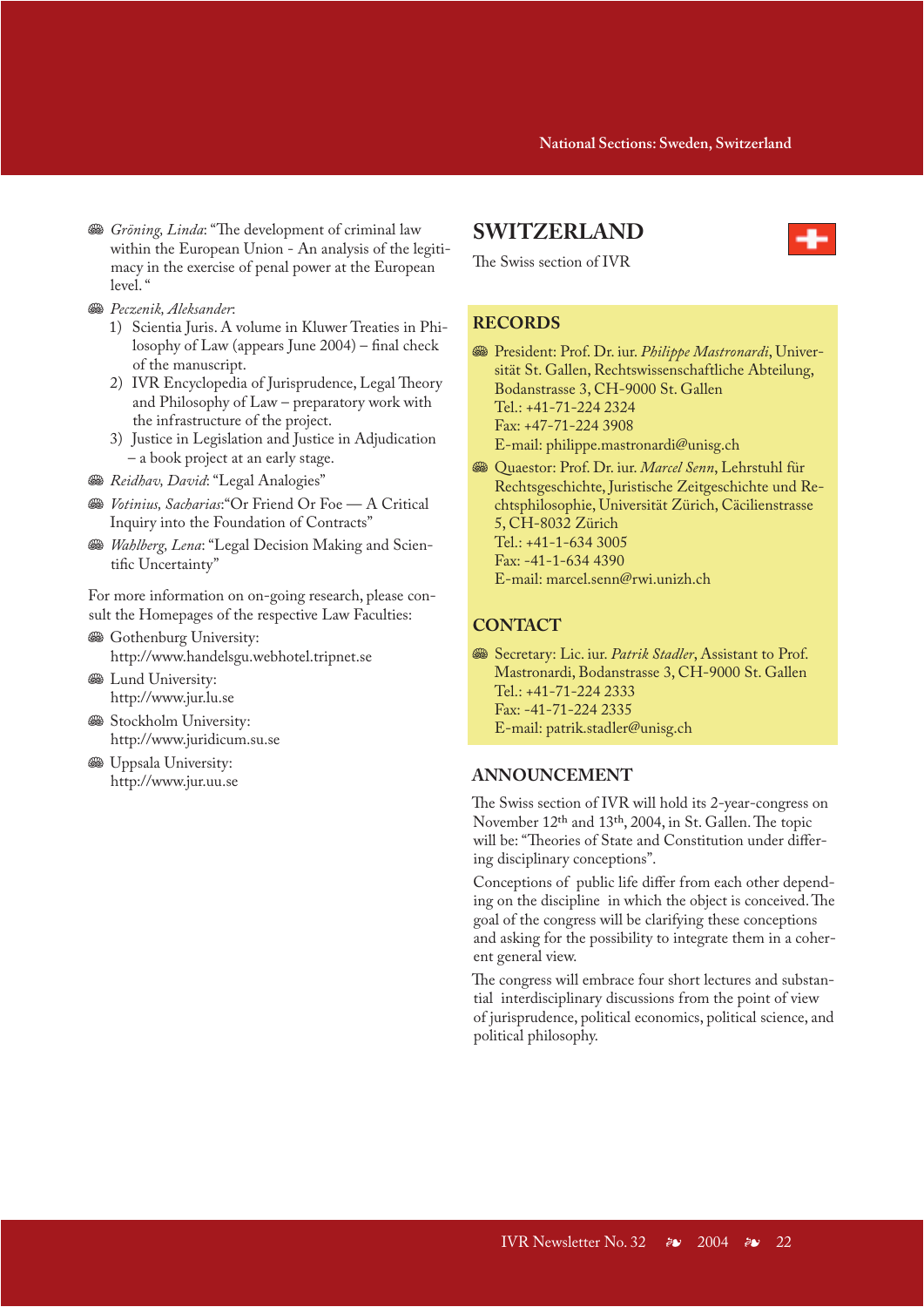- *Gröning, Linda*: "The development of criminal law within the European Union - An analysis of the legitimacy in the exercise of penal power at the European level. "
- *Peczenik, Aleksander*:
  1) Scientia Juris. A volume in Kluwer Treaties in Philosophy of Law (appears June 2004) – final check of the manuscript.
  2) IVR Encyclopedia of Jurisprudence, Legal Theory and Philosophy of Law – preparatory work with the infrastructure of the project.
  3) Justice in Legislation and Justice in Adjudication – a book project at an early stage.
- *Reidhav, David*: "Legal Analogies"
- *Votinius, Sacharias*: "Or Friend Or Foe — A Critical Inquiry into the Foundation of Contracts"
- *Wahlberg, Lena*: "Legal Decision Making and Scientific Uncertainty"

For more information on on-going research, please consult the Homepages of the respective Law Faculties:

- Gothenburg University: http://www.handelsgu.webhotel.tripnet.se
- Lund University: http://www.jur.lu.se
- Stockholm University: http://www.juridicum.su.se
- Uppsala University: http://www.jur.uu.se

## SWITZERLAND

The Swiss section of IVR

### RECORDS

- President: Prof. Dr. iur. *Philippe Mastronardi*, Universität St. Gallen, Rechtswissenschaftliche Abteilung, Bodanstrasse 3, CH-9000 St. Gallen  
  Tel.: +41-71-224 2324  
  Fax: +47-71-224 3908  
  E-mail: philippe.mastronardi@unisg.ch
- Quaestor: Prof. Dr. iur. *Marcel Senn*, Lehrstuhl für Rechtsgeschichte, Juristische Zeitgeschichte und Rechtsphilosophie, Universität Zürich, Cäcilienstrasse 5, CH-8032 Zürich  
  Tel.: +41-1-634 3005  
  Fax: -41-1-634 4390  
  E-mail: marcel.senn@rwi.unizh.ch

### CONTACT

- Secretary: Lic. iur. *Patrik Stadler*, Assistant to Prof. Mastronardi, Bodanstrasse 3, CH-9000 St. Gallen  
  Tel.: +41-71-224 2333  
  Fax: -41-71-224 2335  
  E-mail: patrik.stadler@unisg.ch

### ANNOUNCEMENT

The Swiss section of IVR will hold its 2-year-congress on November 12th and 13th, 2004, in St. Gallen. The topic will be: "Theories of State and Constitution under differing disciplinary conceptions".

Conceptions of public life differ from each other depending on the discipline in which the object is conceived. The goal of the congress will be clarifying these conceptions and asking for the possibility to integrate them in a coherent general view.

The congress will embrace four short lectures and substantial interdisciplinary discussions from the point of view of jurisprudence, political economics, political science, and political philosophy.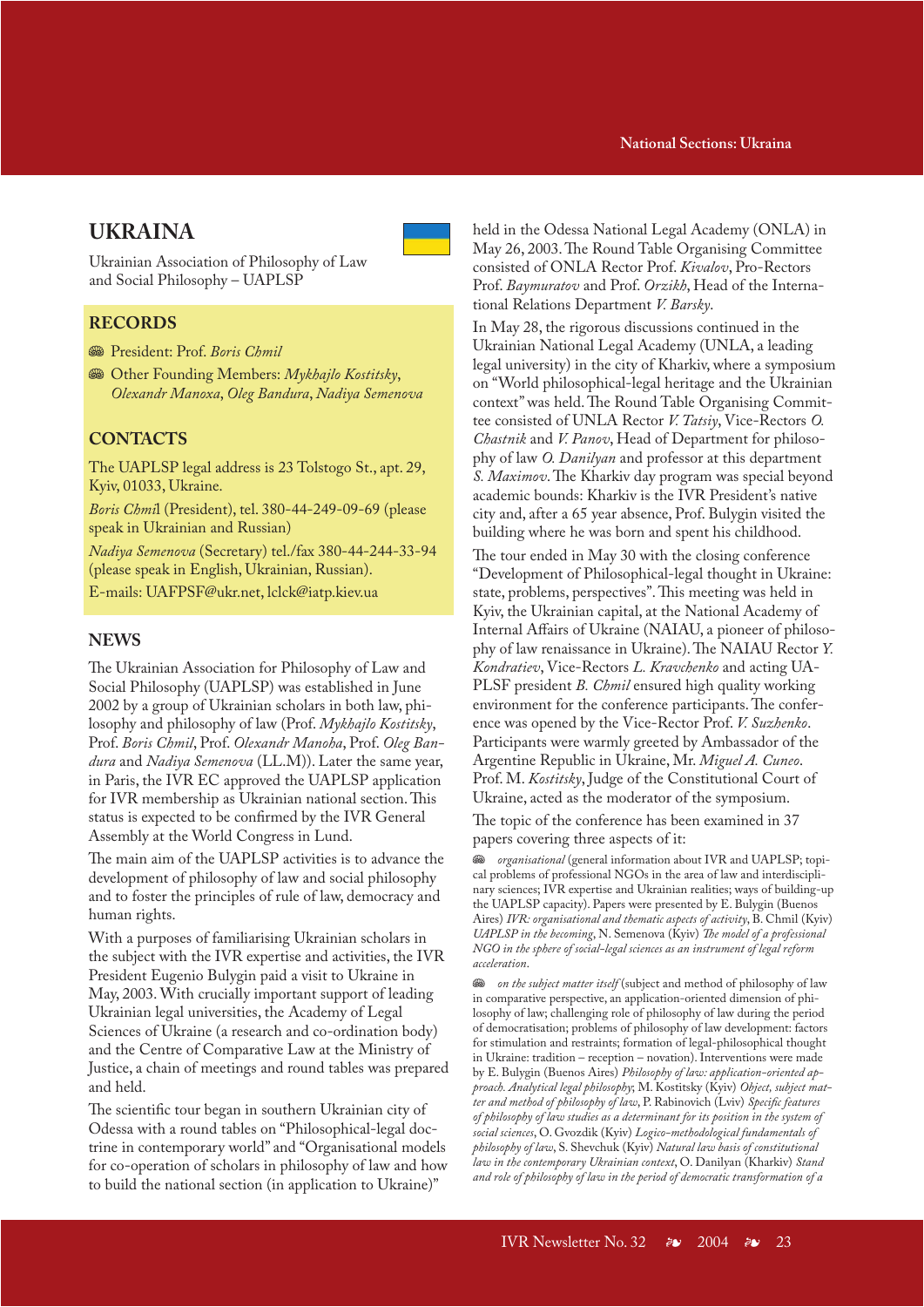# UKRAINA

Ukrainian Association of Philosophy of Law and Social Philosophy – UAPLSP

## RECORDS

- President: Prof. *Boris Chmil*
- Other Founding Members: *Mykhajlo Kostitsky*, *Olexandr Manoxa*, *Oleg Bandura*, *Nadiya Semenova*

## CONTACTS

The UAPLSP legal address is 23 Tolstogo St., apt. 29, Kyiv, 01033, Ukraine.

*Boris Chmi*l (President), tel. 380-44-249-09-69 (please speak in Ukrainian and Russian)

*Nadiya Semenova* (Secretary) tel./fax 380-44-244-33-94 (please speak in English, Ukrainian, Russian).

E-mails: UAFPSF@ukr.net, lclck@iatp.kiev.ua

## NEWS

The Ukrainian Association for Philosophy of Law and Social Philosophy (UAPLSP) was established in June 2002 by a group of Ukrainian scholars in both law, philosophy and philosophy of law (Prof. *Mykhajlo Kostitsky*, Prof. *Boris Chmil*, Prof. *Olexandr Manoha*, Prof. *Oleg Bandura* and *Nadiya Semenova* (LL.M)). Later the same year, in Paris, the IVR EC approved the UAPLSP application for IVR membership as Ukrainian national section. This status is expected to be confirmed by the IVR General Assembly at the World Congress in Lund.

The main aim of the UAPLSP activities is to advance the development of philosophy of law and social philosophy and to foster the principles of rule of law, democracy and human rights.

With a purposes of familiarising Ukrainian scholars in the subject with the IVR expertise and activities, the IVR President Eugenio Bulygin paid a visit to Ukraine in May, 2003. With crucially important support of leading Ukrainian legal universities, the Academy of Legal Sciences of Ukraine (a research and co-ordination body) and the Centre of Comparative Law at the Ministry of Justice, a chain of meetings and round tables was prepared and held.

The scientific tour began in southern Ukrainian city of Odessa with a round tables on "Philosophical-legal doctrine in contemporary world" and "Organisational models for co-operation of scholars in philosophy of law and how to build the national section (in application to Ukraine)" held in the Odessa National Legal Academy (ONLA) in May 26, 2003. The Round Table Organising Committee consisted of ONLA Rector Prof. *Kivalov*, Pro-Rectors Prof. *Baymuratov* and Prof. *Orzikh*, Head of the International Relations Department *V. Barsky*.

In May 28, the rigorous discussions continued in the Ukrainian National Legal Academy (UNLA, a leading legal university) in the city of Kharkiv, where a symposium on "World philosophical-legal heritage and the Ukrainian context" was held. The Round Table Organising Committee consisted of UNLA Rector *V. Tatsiy*, Vice-Rectors *O. Chastnik* and *V. Panov*, Head of Department for philosophy of law *O. Danilyan* and professor at this department *S. Maximov*. The Kharkiv day program was special beyond academic bounds: Kharkiv is the IVR President's native city and, after a 65 year absence, Prof. Bulygin visited the building where he was born and spent his childhood.

The tour ended in May 30 with the closing conference "Development of Philosophical-legal thought in Ukraine: state, problems, perspectives". This meeting was held in Kyiv, the Ukrainian capital, at the National Academy of Internal Affairs of Ukraine (NAIAU, a pioneer of philosophy of law renaissance in Ukraine). The NAIAU Rector *Y. Kondratiev*, Vice-Rectors *L. Kravchenko* and acting UAPLSF president *B. Chmil* ensured high quality working environment for the conference participants. The conference was opened by the Vice-Rector Prof. *V. Suzhenko*. Participants were warmly greeted by Ambassador of the Argentine Republic in Ukraine, Mr. *Miguel A. Cuneo*. Prof. M. *Kostitsky*, Judge of the Constitutional Court of Ukraine, acted as the moderator of the symposium.

The topic of the conference has been examined in 37 papers covering three aspects of it:

- *organisational* (general information about IVR and UAPLSP; topical problems of professional NGOs in the area of law and interdisciplinary sciences; IVR expertise and Ukrainian realities; ways of building-up the UAPLSP capacity). Papers were presented by E. Bulygin (Buenos Aires) *IVR: organisational and thematic aspects of activity*, B. Chmil (Kyiv) *UAPLSP in the becoming*, N. Semenova (Kyiv) *The model of a professional NGO in the sphere of social-legal sciences as an instrument of legal reform acceleration*.
- *on the subject matter itself* (subject and method of philosophy of law in comparative perspective, an application-oriented dimension of philosophy of law; challenging role of philosophy of law during the period of democratisation; problems of philosophy of law development: factors for stimulation and restraints; formation of legal-philosophical thought in Ukraine: tradition – reception – novation). Interventions were made by E. Bulygin (Buenos Aires) *Philosophy of law: application-oriented approach. Analytical legal philosophy*; M. Kostitsky (Kyiv) *Object, subject matter and method of philosophy of law*, P. Rabinovich (Lviv) *Specific features of philosophy of law studies as a determinant for its position in the system of social sciences*, O. Gvozdik (Kyiv) *Logico-methodological fundamentals of philosophy of law*, S. Shevchuk (Kyiv) *Natural law basis of constitutional law in the contemporary Ukrainian context*, O. Danilyan (Kharkiv) *Stand and role of philosophy of law in the period of democratic transformation of a*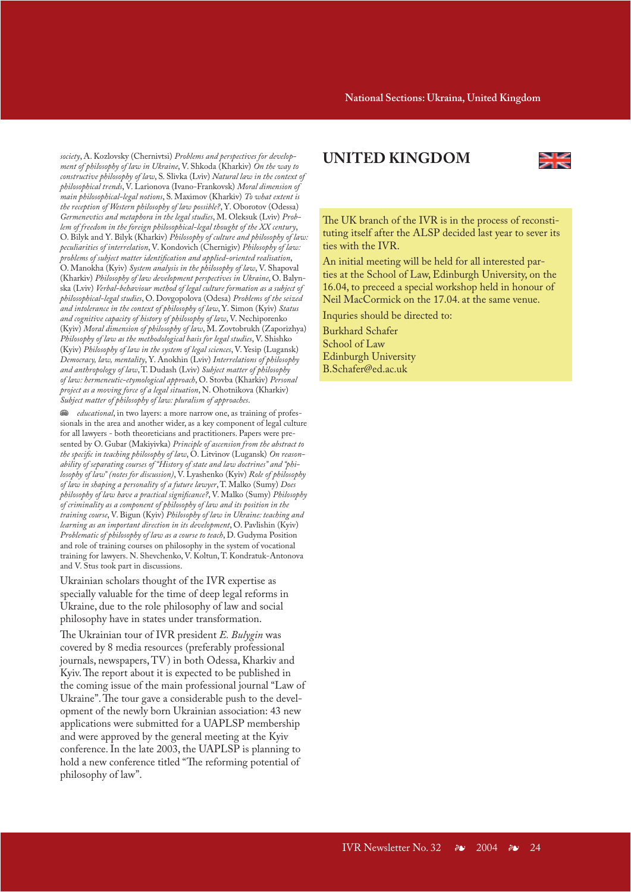*society*, A. Kozlovsky (Chernivtsi) *Problems and perspectives for development of philosophy of law in Ukraine*, V. Shkoda (Kharkiv) *On the way to constructive philosophy of law*, S. Slivka (Lviv) *Natural law in the context of philosophical trends*, V. Larionova (Ivano-Frankovsk) *Moral dimension of main philosophical-legal notions*, S. Maximov (Kharkiv) *To what extent is the reception of Western philosophy of law possible?*, Y. Oborotov (Odessa) *Germenevtics and metaphora in the legal studies*, M. Oleksuk (Lviv) *Problem of freedom in the foreign philosophical-legal thought of the XX century*, O. Bilyk and Y. Bilyk (Kharkiv) *Philosophy of culture and philosophy of law: peculiarities of interrelation*, V. Kondovich (Chernigiv) *Philosophy of law: problems of subject matter identification and applied-oriented realisation*, O. Manokha (Kyiv) *System analysis in the philosophy of law*, V. Shapoval (Kharkiv) *Philosophy of law development perspectives in Ukraine*, O. Balynska (Lviv) *Verbal-behaviour method of legal culture formation as a subject of philosophical-legal studies*, O. Dovgopolova (Odesa) *Problems of the seized and intolerance in the context of philosophy of law*, Y. Simon (Kyiv) *Status and cognitive capacity of history of philosophy of law*, V. Nechiporenko (Kyiv) *Moral dimension of philosophy of law*, M. Zovtobrukh (Zaporizhya) *Philosophy of law as the methodological basis for legal studies*, V. Shishko (Kyiv) *Philosophy of law in the system of legal sciences*, V. Yesip (Lugansk) *Democracy, law, mentality*, Y. Anokhin (Lviv) *Interrelations of philosophy and anthropology of law*, T. Dudash (Lviv) *Subject matter of philosophy of law: hermeneutic-etymological approach*, O. Stovba (Kharkiv) *Personal project as a moving force of a legal situation*, N. Ohotnikova (Kharkiv) *Subject matter of philosophy of law: pluralism of approaches*.

- *educational*, in two layers: a more narrow one, as training of professionals in the area and another wider, as a key component of legal culture for all lawyers - both theoreticians and practitioners. Papers were presented by O. Gubar (Makiyivka) *Principle of ascension from the abstract to the specific in teaching philosophy of law*, O. Litvinov (Lugansk) *On reasonability of separating courses of "History of state and law doctrines" and "philosophy of law" (notes for discussion)*, V. Lyashenko (Kyiv) *Role of philosophy of law in shaping a personality of a future lawyer*, T. Malko (Sumy) *Does philosophy of law have a practical significance?*, V. Malko (Sumy) *Philosophy of criminality as a component of philosophy of law and its position in the training course*, V. Bigun (Kyiv) *Philosophy of law in Ukraine: teaching and learning as an important direction in its development*, O. Pavlishin (Kyiv) *Problematic of philosophy of law as a course to teach*, D. Gudyma Position and role of training courses on philosophy in the system of vocational training for lawyers. N. Shevchenko, V. Koltun, T. Kondratuk-Antonova and V. Stus took part in discussions.

Ukrainian scholars thought of the IVR expertise as specially valuable for the time of deep legal reforms in Ukraine, due to the role philosophy of law and social philosophy have in states under transformation.

The Ukrainian tour of IVR president *E. Bulygin* was covered by 8 media resources (preferably professional journals, newspapers, TV) in both Odessa, Kharkiv and Kyiv. The report about it is expected to be published in the coming issue of the main professional journal "Law of Ukraine". The tour gave a considerable push to the development of the newly born Ukrainian association: 43 new applications were submitted for a UAPLSP membership and were approved by the general meeting at the Kyiv conference. In the late 2003, the UAPLSP is planning to hold a new conference titled "The reforming potential of philosophy of law".

# UNITED KINGDOM

The UK branch of the IVR is in the process of reconstituting itself after the ALSP decided last year to sever its ties with the IVR.

An initial meeting will be held for all interested parties at the School of Law, Edinburgh University, on the 16.04, to preceed a special workshop held in honour of Neil MacCormick on the 17.04. at the same venue.

Inquries should be directed to:

Burkhard Schafer
School of Law
Edinburgh University
B.Schafer@ed.ac.uk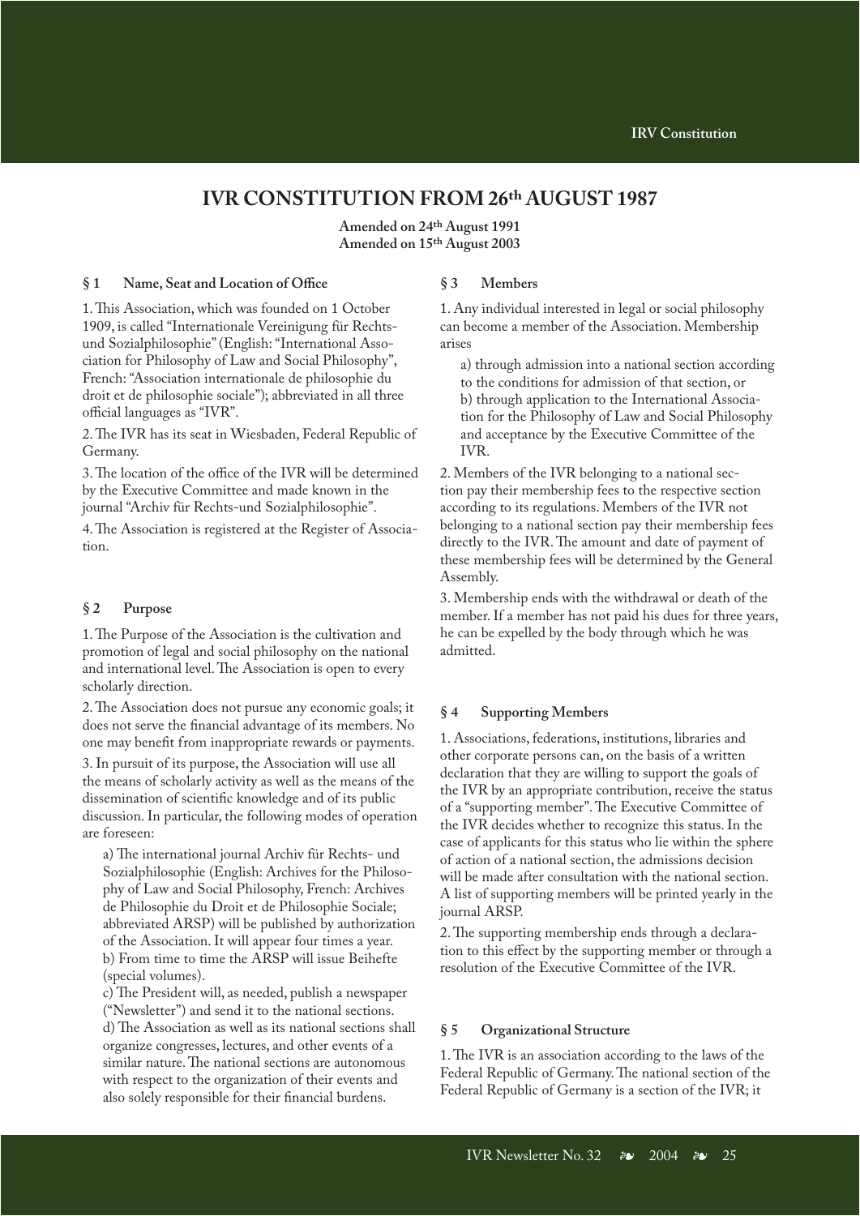# IVR CONSTITUTION FROM 26th AUGUST 1987

**Amended on 24th August 1991**
**Amended on 15th August 2003**

### § 1 Name, Seat and Location of Office

1. This Association, which was founded on 1 October 1909, is called "Internationale Vereinigung für Rechts- und Sozialphilosophie" (English: "International Association for Philosophy of Law and Social Philosophy", French: "Association internationale de philosophie du droit et de philosophie sociale"); abbreviated in all three official languages as "IVR".

2. The IVR has its seat in Wiesbaden, Federal Republic of Germany.

3. The location of the office of the IVR will be determined by the Executive Committee and made known in the journal "Archiv für Rechts-und Sozialphilosophie".

4. The Association is registered at the Register of Association.

### § 2 Purpose

1. The Purpose of the Association is the cultivation and promotion of legal and social philosophy on the national and international level. The Association is open to every scholarly direction.

2. The Association does not pursue any economic goals; it does not serve the financial advantage of its members. No one may benefit from inappropriate rewards or payments.

3. In pursuit of its purpose, the Association will use all the means of scholarly activity as well as the means of the dissemination of scientific knowledge and of its public discussion. In particular, the following modes of operation are foreseen:

a) The international journal Archiv für Rechts- und Sozialphilosophie (English: Archives for the Philosophy of Law and Social Philosophy, French: Archives de Philosophie du Droit et de Philosophie Sociale; abbreviated ARSP) will be published by authorization of the Association. It will appear four times a year.
b) From time to time the ARSP will issue Beihefte (special volumes).
c) The President will, as needed, publish a newspaper ("Newsletter") and send it to the national sections.
d) The Association as well as its national sections shall organize congresses, lectures, and other events of a similar nature. The national sections are autonomous with respect to the organization of their events and also solely responsible for their financial burdens.

### § 3 Members

1. Any individual interested in legal or social philosophy can become a member of the Association. Membership arises

a) through admission into a national section according to the conditions for admission of that section, or
b) through application to the International Association for the Philosophy of Law and Social Philosophy and acceptance by the Executive Committee of the IVR.

2. Members of the IVR belonging to a national section pay their membership fees to the respective section according to its regulations. Members of the IVR not belonging to a national section pay their membership fees directly to the IVR. The amount and date of payment of these membership fees will be determined by the General Assembly.

3. Membership ends with the withdrawal or death of the member. If a member has not paid his dues for three years, he can be expelled by the body through which he was admitted.

### § 4 Supporting Members

1. Associations, federations, institutions, libraries and other corporate persons can, on the basis of a written declaration that they are willing to support the goals of the IVR by an appropriate contribution, receive the status of a "supporting member". The Executive Committee of the IVR decides whether to recognize this status. In the case of applicants for this status who lie within the sphere of action of a national section, the admissions decision will be made after consultation with the national section. A list of supporting members will be printed yearly in the journal ARSP.

2. The supporting membership ends through a declaration to this effect by the supporting member or through a resolution of the Executive Committee of the IVR.

### § 5 Organizational Structure

1. The IVR is an association according to the laws of the Federal Republic of Germany. The national section of the Federal Republic of Germany is a section of the IVR; it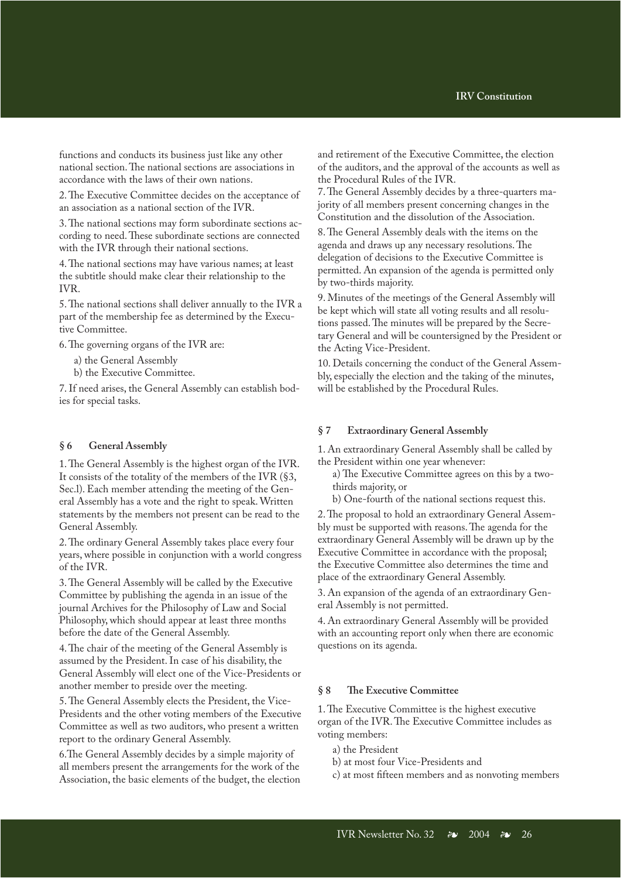functions and conducts its business just like any other national section. The national sections are associations in accordance with the laws of their own nations.

2. The Executive Committee decides on the acceptance of an association as a national section of the IVR.

3. The national sections may form subordinate sections according to need. These subordinate sections are connected with the IVR through their national sections.

4. The national sections may have various names; at least the subtitle should make clear their relationship to the IVR.

5. The national sections shall deliver annually to the IVR a part of the membership fee as determined by the Executive Committee.

6. The governing organs of the IVR are:

a) the General Assembly
b) the Executive Committee.

7. If need arises, the General Assembly can establish bodies for special tasks.

### § 6 General Assembly

1. The General Assembly is the highest organ of the IVR. It consists of the totality of the members of the IVR (§3, Sec.l). Each member attending the meeting of the General Assembly has a vote and the right to speak. Written statements by the members not present can be read to the General Assembly.

2. The ordinary General Assembly takes place every four years, where possible in conjunction with a world congress of the IVR.

3. The General Assembly will be called by the Executive Committee by publishing the agenda in an issue of the journal Archives for the Philosophy of Law and Social Philosophy, which should appear at least three months before the date of the General Assembly.

4. The chair of the meeting of the General Assembly is assumed by the President. In case of his disability, the General Assembly will elect one of the Vice-Presidents or another member to preside over the meeting.

5. The General Assembly elects the President, the Vice-Presidents and the other voting members of the Executive Committee as well as two auditors, who present a written report to the ordinary General Assembly.

6. The General Assembly decides by a simple majority of all members present the arrangements for the work of the Association, the basic elements of the budget, the election and retirement of the Executive Committee, the election of the auditors, and the approval of the accounts as well as the Procedural Rules of the IVR.

7. The General Assembly decides by a three-quarters majority of all members present concerning changes in the Constitution and the dissolution of the Association.

8. The General Assembly deals with the items on the agenda and draws up any necessary resolutions. The delegation of decisions to the Executive Committee is permitted. An expansion of the agenda is permitted only by two-thirds majority.

9. Minutes of the meetings of the General Assembly will be kept which will state all voting results and all resolutions passed. The minutes will be prepared by the Secretary General and will be countersigned by the President or the Acting Vice-President.

10. Details concerning the conduct of the General Assembly, especially the election and the taking of the minutes, will be established by the Procedural Rules.

### § 7 Extraordinary General Assembly

1. An extraordinary General Assembly shall be called by the President within one year whenever:

a) The Executive Committee agrees on this by a two-thirds majority, or
b) One-fourth of the national sections request this.

2. The proposal to hold an extraordinary General Assembly must be supported with reasons. The agenda for the extraordinary General Assembly will be drawn up by the Executive Committee in accordance with the proposal; the Executive Committee also determines the time and place of the extraordinary General Assembly.

3. An expansion of the agenda of an extraordinary General Assembly is not permitted.

4. An extraordinary General Assembly will be provided with an accounting report only when there are economic questions on its agenda.

### § 8 The Executive Committee

1. The Executive Committee is the highest executive organ of the IVR. The Executive Committee includes as voting members:

a) the President
b) at most four Vice-Presidents and
c) at most fifteen members and as nonvoting members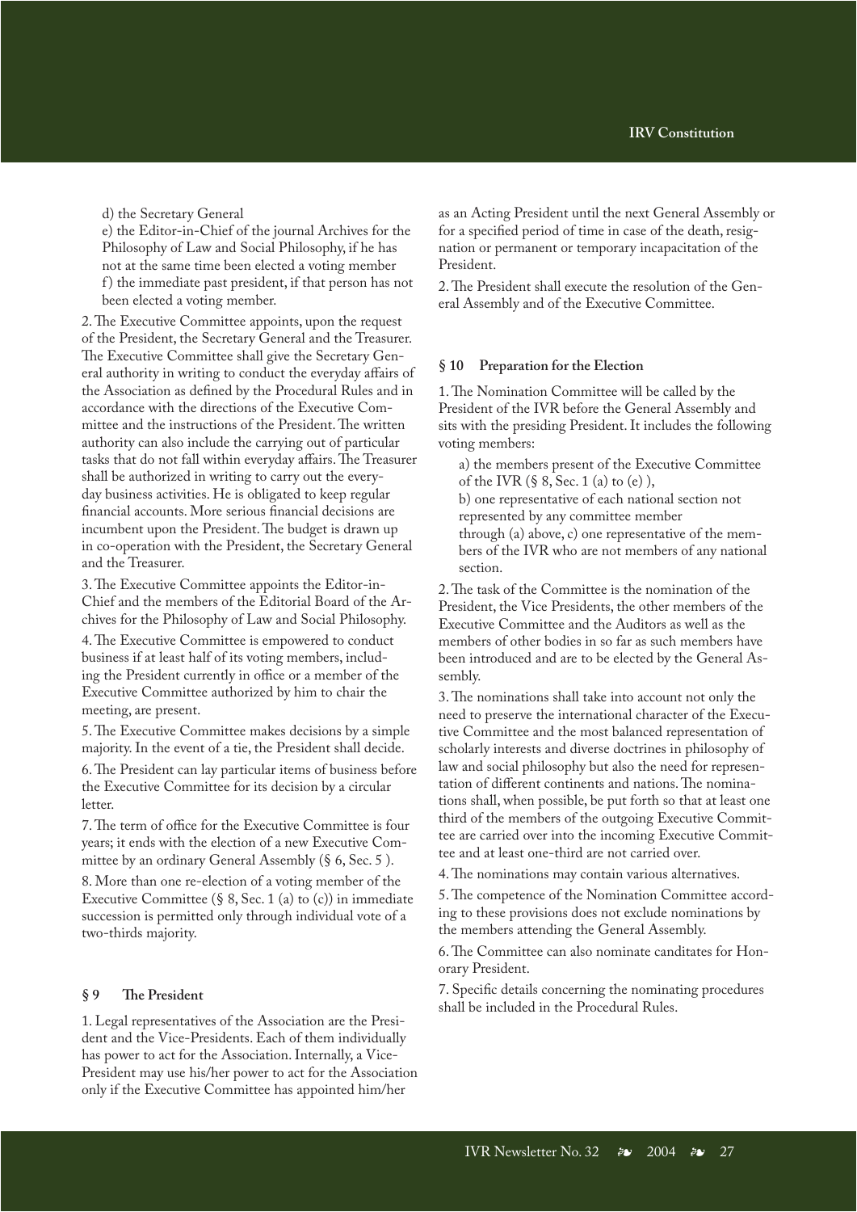d) the Secretary General

e) the Editor-in-Chief of the journal Archives for the Philosophy of Law and Social Philosophy, if he has not at the same time been elected a voting member

f) the immediate past president, if that person has not been elected a voting member.

2. The Executive Committee appoints, upon the request of the President, the Secretary General and the Treasurer. The Executive Committee shall give the Secretary General authority in writing to conduct the everyday affairs of the Association as defined by the Procedural Rules and in accordance with the directions of the Executive Committee and the instructions of the President. The written authority can also include the carrying out of particular tasks that do not fall within everyday affairs. The Treasurer shall be authorized in writing to carry out the everyday business activities. He is obligated to keep regular financial accounts. More serious financial decisions are incumbent upon the President. The budget is drawn up in co-operation with the President, the Secretary General and the Treasurer.

3. The Executive Committee appoints the Editor-in-Chief and the members of the Editorial Board of the Archives for the Philosophy of Law and Social Philosophy.

4. The Executive Committee is empowered to conduct business if at least half of its voting members, including the President currently in office or a member of the Executive Committee authorized by him to chair the meeting, are present.

5. The Executive Committee makes decisions by a simple majority. In the event of a tie, the President shall decide.

6. The President can lay particular items of business before the Executive Committee for its decision by a circular letter.

7. The term of office for the Executive Committee is four years; it ends with the election of a new Executive Committee by an ordinary General Assembly (§ 6, Sec. 5 ).

8. More than one re-election of a voting member of the Executive Committee (§ 8, Sec. 1 (a) to (c)) in immediate succession is permitted only through individual vote of a two-thirds majority.

### § 9 The President

1. Legal representatives of the Association are the President and the Vice-Presidents. Each of them individually has power to act for the Association. Internally, a Vice-President may use his/her power to act for the Association only if the Executive Committee has appointed him/her as an Acting President until the next General Assembly or for a specified period of time in case of the death, resignation or permanent or temporary incapacitation of the President.

2. The President shall execute the resolution of the General Assembly and of the Executive Committee.

### § 10 Preparation for the Election

1. The Nomination Committee will be called by the President of the IVR before the General Assembly and sits with the presiding President. It includes the following voting members:

a) the members present of the Executive Committee of the IVR (§ 8, Sec. 1 (a) to (e) ),

b) one representative of each national section not represented by any committee member through (a) above, c) one representative of the members of the IVR who are not members of any national section.

2. The task of the Committee is the nomination of the President, the Vice Presidents, the other members of the Executive Committee and the Auditors as well as the members of other bodies in so far as such members have been introduced and are to be elected by the General Assembly.

3. The nominations shall take into account not only the need to preserve the international character of the Executive Committee and the most balanced representation of scholarly interests and diverse doctrines in philosophy of law and social philosophy but also the need for representation of different continents and nations. The nominations shall, when possible, be put forth so that at least one third of the members of the outgoing Executive Committee are carried over into the incoming Executive Committee and at least one-third are not carried over.

4. The nominations may contain various alternatives.

5. The competence of the Nomination Committee according to these provisions does not exclude nominations by the members attending the General Assembly.

6. The Committee can also nominate canditates for Honorary President.

7. Specific details concerning the nominating procedures shall be included in the Procedural Rules.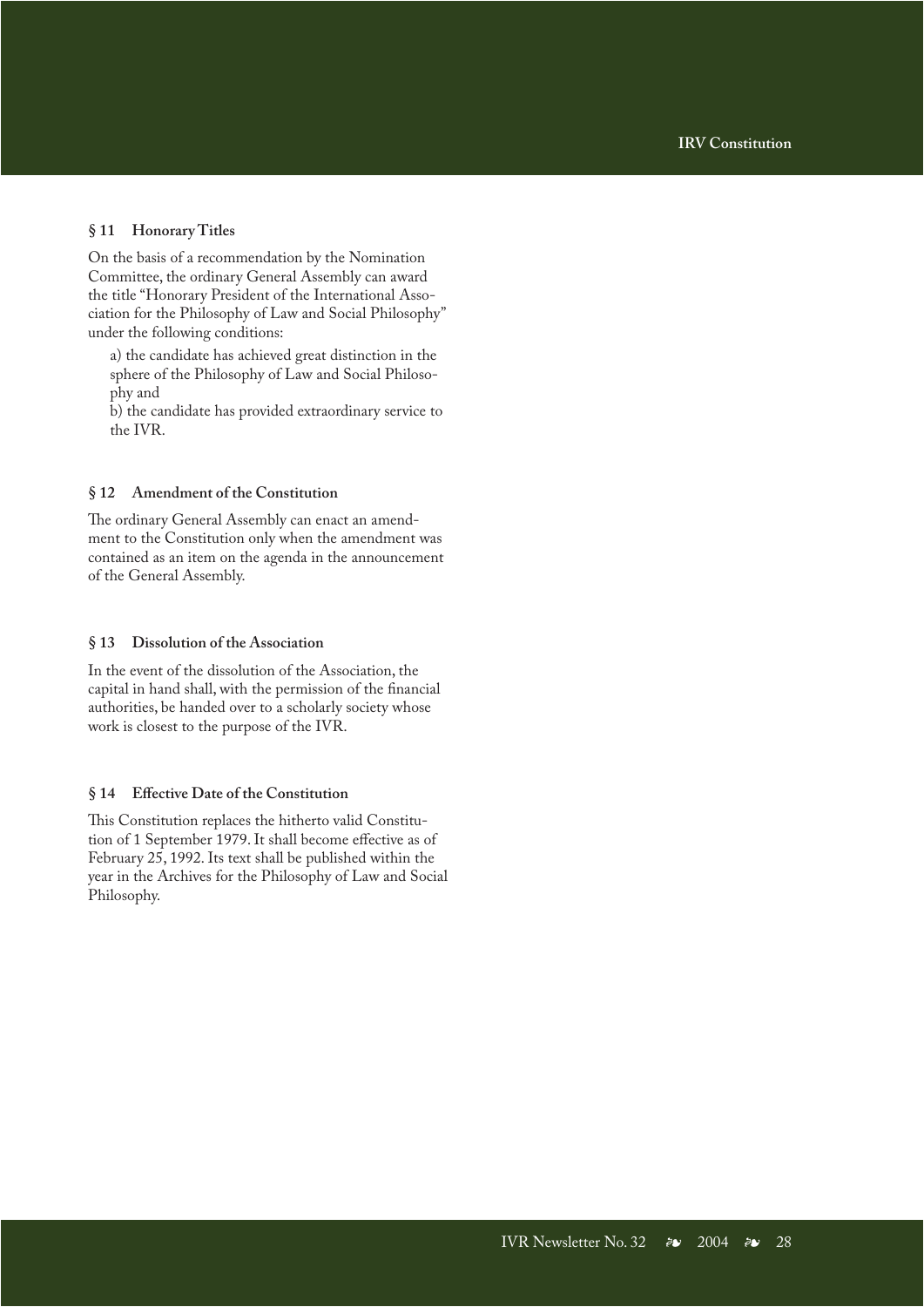### § 11 Honorary Titles

On the basis of a recommendation by the Nomination Committee, the ordinary General Assembly can award the title "Honorary President of the International Association for the Philosophy of Law and Social Philosophy" under the following conditions:

a) the candidate has achieved great distinction in the sphere of the Philosophy of Law and Social Philosophy and
b) the candidate has provided extraordinary service to the IVR.

### § 12 Amendment of the Constitution

The ordinary General Assembly can enact an amendment to the Constitution only when the amendment was contained as an item on the agenda in the announcement of the General Assembly.

### § 13 Dissolution of the Association

In the event of the dissolution of the Association, the capital in hand shall, with the permission of the financial authorities, be handed over to a scholarly society whose work is closest to the purpose of the IVR.

### § 14 Effective Date of the Constitution

This Constitution replaces the hitherto valid Constitution of 1 September 1979. It shall become effective as of February 25, 1992. Its text shall be published within the year in the Archives for the Philosophy of Law and Social Philosophy.